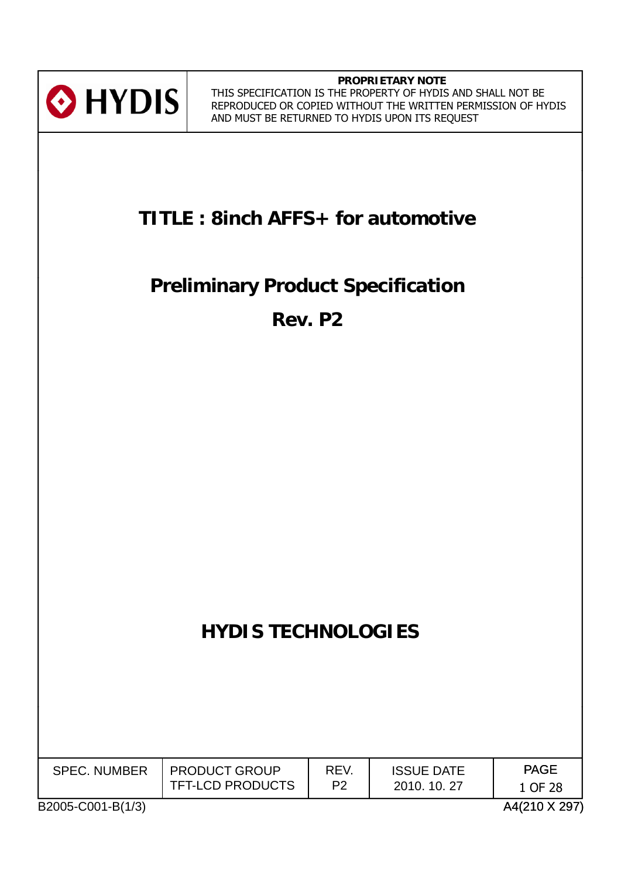HYDIS

**PROPRIETARY NOTE**

THIS SPECIFICATION IS THE PROPERTY OF HYDIS AND SHALL NOT BE REPRODUCED OR COPIED WITHOUT THE WRITTEN PERMISSION OF HYDIS AND MUST BE RETURNED TO HYDIS UPON ITS REQUEST

# TITLE : 8inch AFFS+ for automotive

## Preliminary Product Specification

## Rev. P2

## HYDIS TECHNOLOGIES

| SPEC. NUMBER | PRODUCT GROUP | REV. | ISSUE DATE | PAGE |
|---|---|---|---|---|
| | TFT-LCD PRODUCTS | P2 | 2010. 10. 27 | 1 OF 28 |

B2005-C001-B(1/3) A4(210 X 297)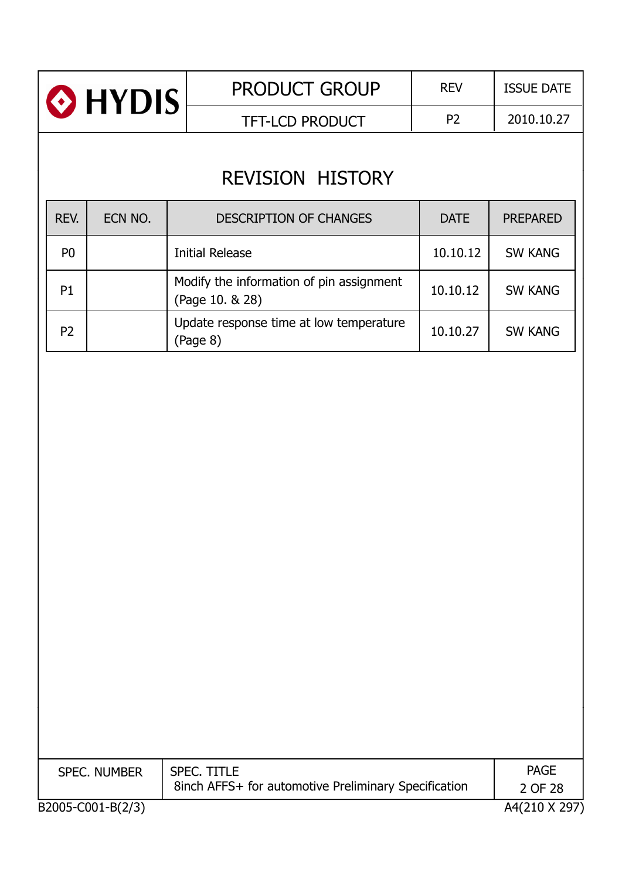# REVISION HISTORY

| REV. | ECN NO. | DESCRIPTION OF CHANGES | DATE | PREPARED |
|---|---|---|---|---|
| P0 | | Initial Release | 10.10.12 | SW KANG |
| P1 | | Modify the information of pin assignment (Page 10. & 28) | 10.10.12 | SW KANG |
| P2 | | Update response time at low temperature (Page 8) | 10.10.27 | SW KANG |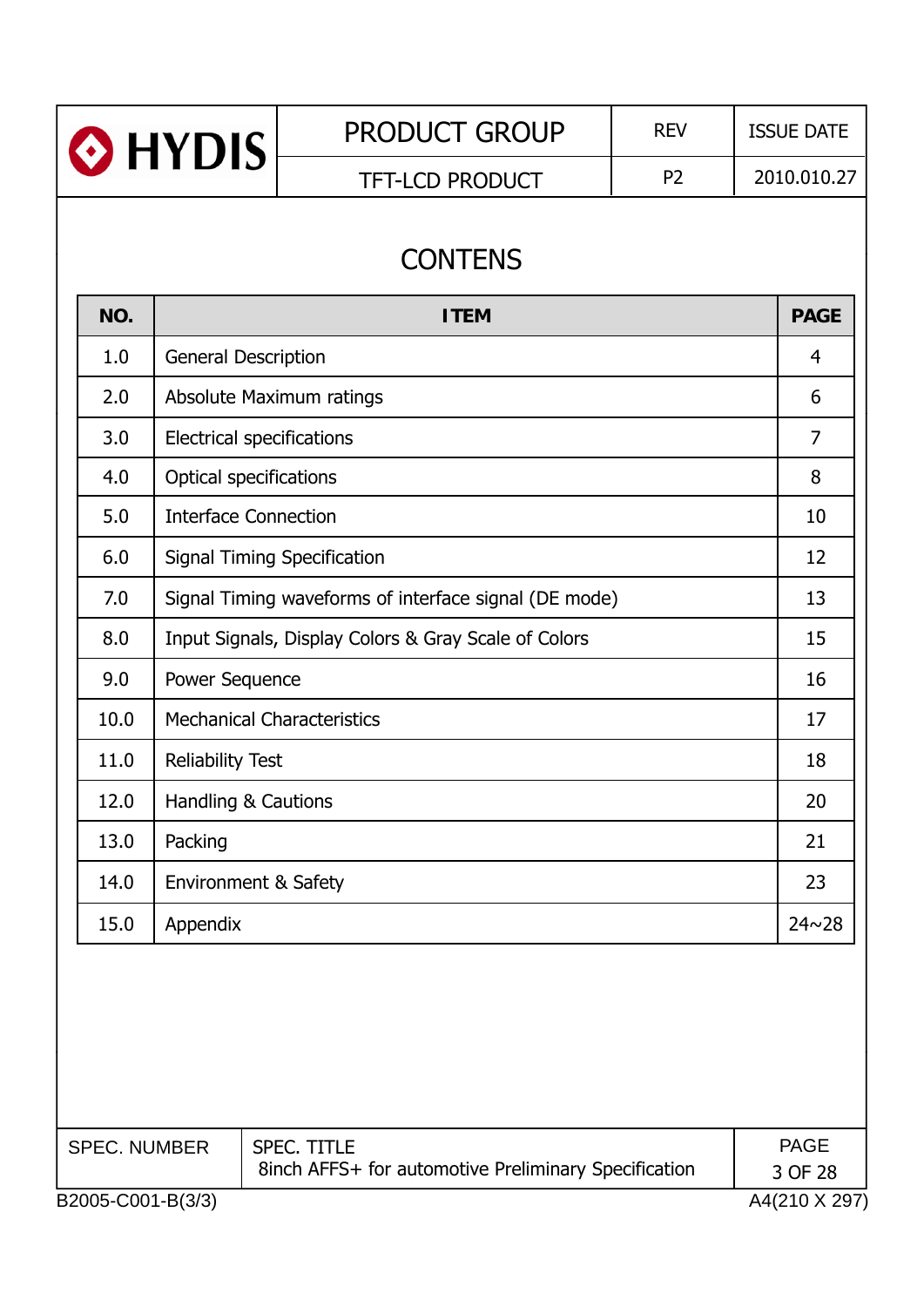# CONTENS

| NO. | ITEM | PAGE |
|---|---|---|
| 1.0 | General Description | 4 |
| 2.0 | Absolute Maximum ratings | 6 |
| 3.0 | Electrical specifications | 7 |
| 4.0 | Optical specifications | 8 |
| 5.0 | Interface Connection | 10 |
| 6.0 | Signal Timing Specification | 12 |
| 7.0 | Signal Timing waveforms of interface signal (DE mode) | 13 |
| 8.0 | Input Signals, Display Colors & Gray Scale of Colors | 15 |
| 9.0 | Power Sequence | 16 |
| 10.0 | Mechanical Characteristics | 17 |
| 11.0 | Reliability Test | 18 |
| 12.0 | Handling & Cautions | 20 |
| 13.0 | Packing | 21 |
| 14.0 | Environment & Safety | 23 |
| 15.0 | Appendix | 24~28 |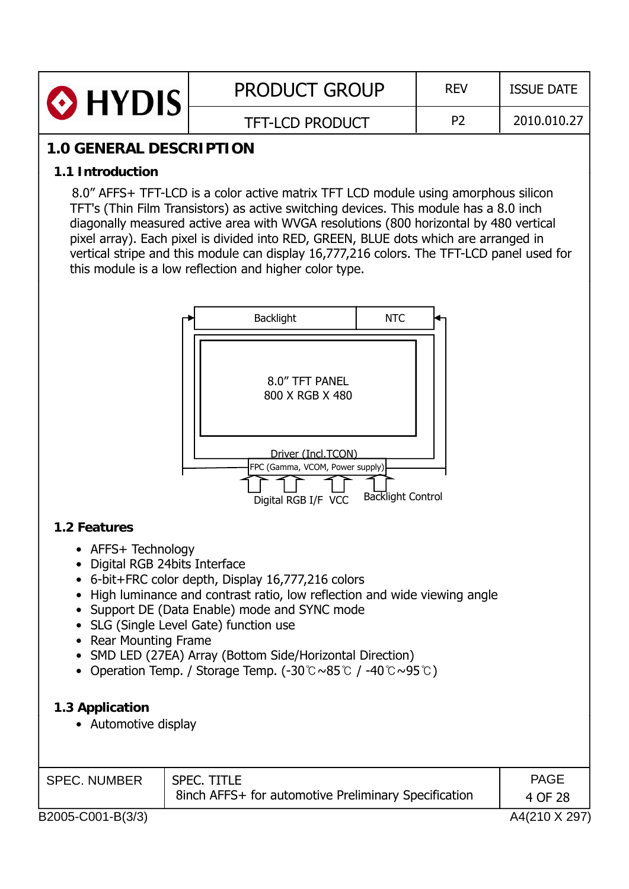# 1.0 GENERAL DESCRIPTION

## 1.1 Introduction

8.0" AFFS+ TFT-LCD is a color active matrix TFT LCD module using amorphous silicon TFT's (Thin Film Transistors) as active switching devices. This module has a 8.0 inch diagonally measured active area with WVGA resolutions (800 horizontal by 480 vertical pixel array). Each pixel is divided into RED, GREEN, BLUE dots which are arranged in vertical stripe and this module can display 16,777,216 colors. The TFT-LCD panel used for this module is a low reflection and higher color type.

Backlight

NTC

8.0" TFT PANEL
800 X RGB X 480

Driver (Incl.TCON)

FPC (Gamma, VCOM, Power supply)

Digital RGB I/F VCC

Backlight Control

## 1.2 Features

- AFFS+ Technology
- Digital RGB 24bits Interface
- 6-bit+FRC color depth, Display 16,777,216 colors
- High luminance and contrast ratio, low reflection and wide viewing angle
- Support DE (Data Enable) mode and SYNC mode
- SLG (Single Level Gate) function use
- Rear Mounting Frame
- SMD LED (27EA) Array (Bottom Side/Horizontal Direction)
- Operation Temp. / Storage Temp. (-30℃~85℃ / -40℃~95℃)

## 1.3 Application

- Automotive display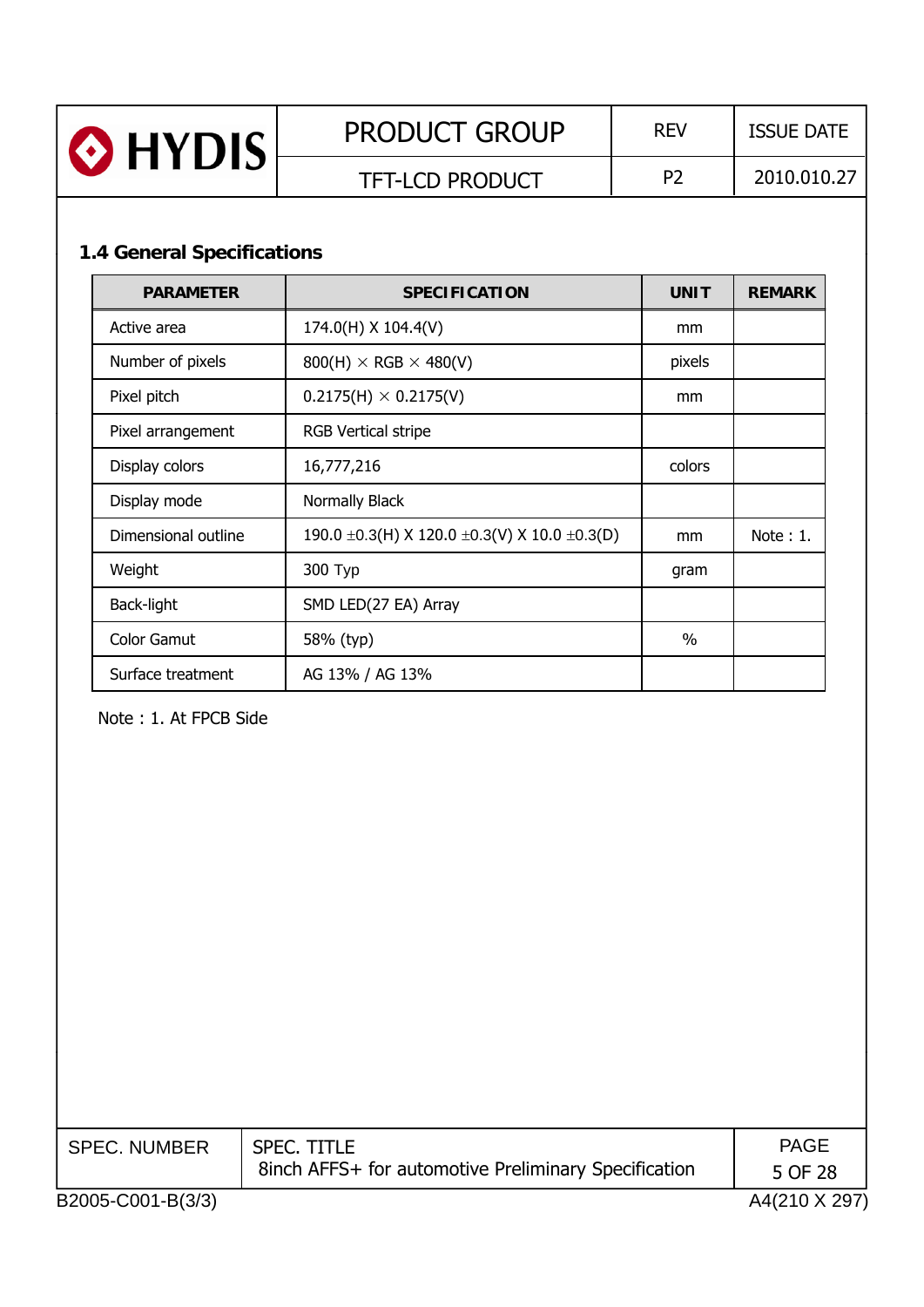## 1.4 General Specifications

| PARAMETER | SPECIFICATION | UNIT | REMARK |
|---|---|---|---|
| Active area | 174.0(H) X 104.4(V) | mm | |
| Number of pixels | 800(H) × RGB × 480(V) | pixels | |
| Pixel pitch | 0.2175(H) × 0.2175(V) | mm | |
| Pixel arrangement | RGB Vertical stripe | | |
| Display colors | 16,777,216 | colors | |
| Display mode | Normally Black | | |
| Dimensional outline | 190.0 ±0.3(H) X 120.0 ±0.3(V) X 10.0 ±0.3(D) | mm | Note : 1. |
| Weight | 300 Typ | gram | |
| Back-light | SMD LED(27 EA) Array | | |
| Color Gamut | 58% (typ) | % | |
| Surface treatment | AG 13% / AG 13% | | |

Note : 1. At FPCB Side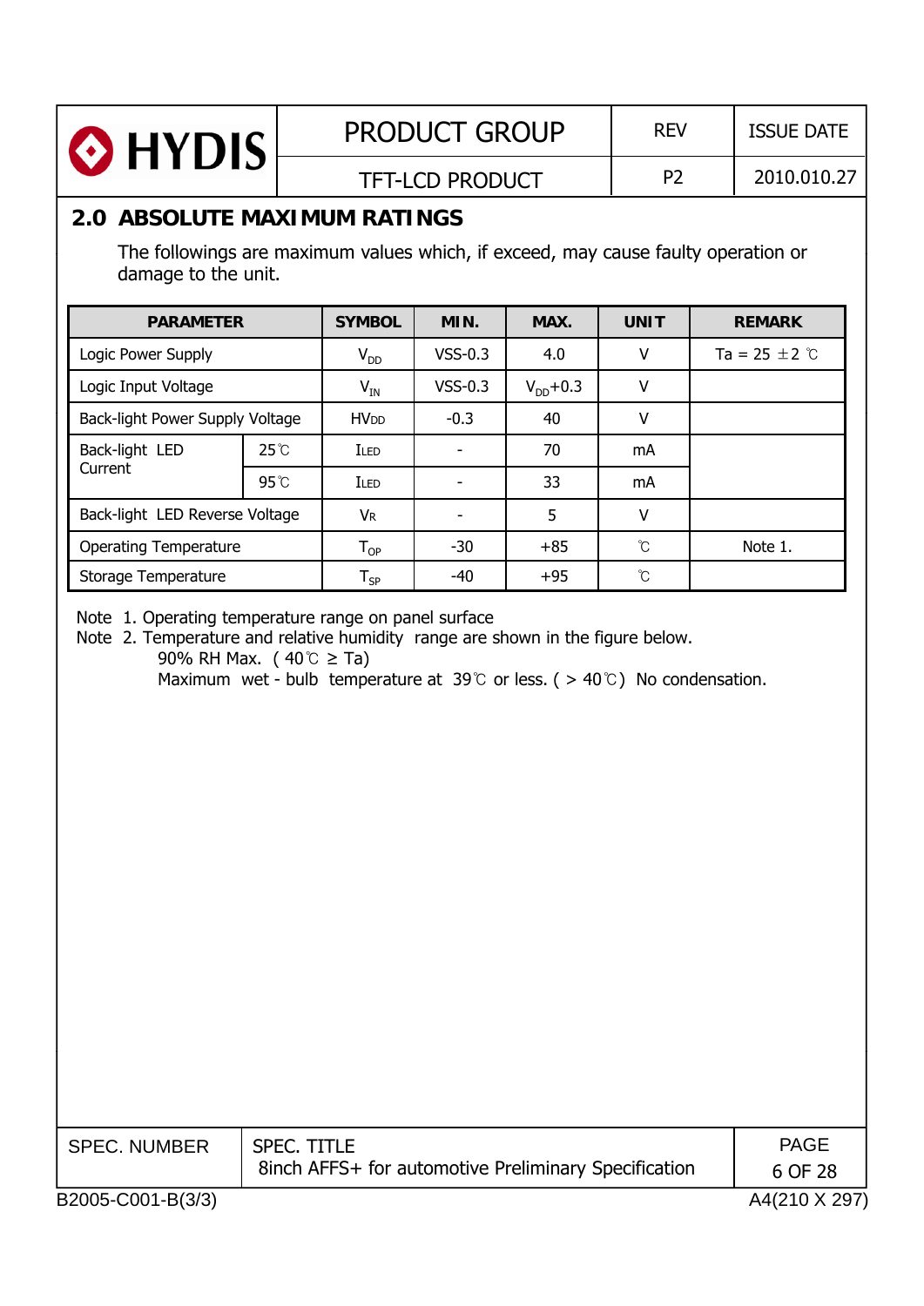## 2.0 ABSOLUTE MAXIMUM RATINGS

The followings are maximum values which, if exceed, may cause faulty operation or damage to the unit.

| PARAMETER | | SYMBOL | MIN. | MAX. | UNIT | REMARK |
|---|---|---|---|---|---|---|
| Logic Power Supply | | $V_{DD}$ | VSS-0.3 | 4.0 | V | Ta = 25 ±2 ℃ |
| Logic Input Voltage | | $V_{IN}$ | VSS-0.3 | $V_{DD}$+0.3 | V | |
| Back-light Power Supply Voltage | | $HV_{DD}$ | -0.3 | 40 | V | |
| Back-light LED Current | 25℃ | $I_{LED}$ | - | 70 | mA | |
| | 95℃ | $I_{LED}$ | - | 33 | mA | |
| Back-light LED Reverse Voltage | | $V_R$ | - | 5 | V | |
| Operating Temperature | | $T_{OP}$ | -30 | +85 | ℃ | Note 1. |
| Storage Temperature | | $T_{SP}$ | -40 | +95 | ℃ | |

Note 1. Operating temperature range on panel surface

Note 2. Temperature and relative humidity range are shown in the figure below.

90% RH Max. ( 40℃ ≥ Ta)

Maximum wet - bulb temperature at 39℃ or less. ( > 40℃) No condensation.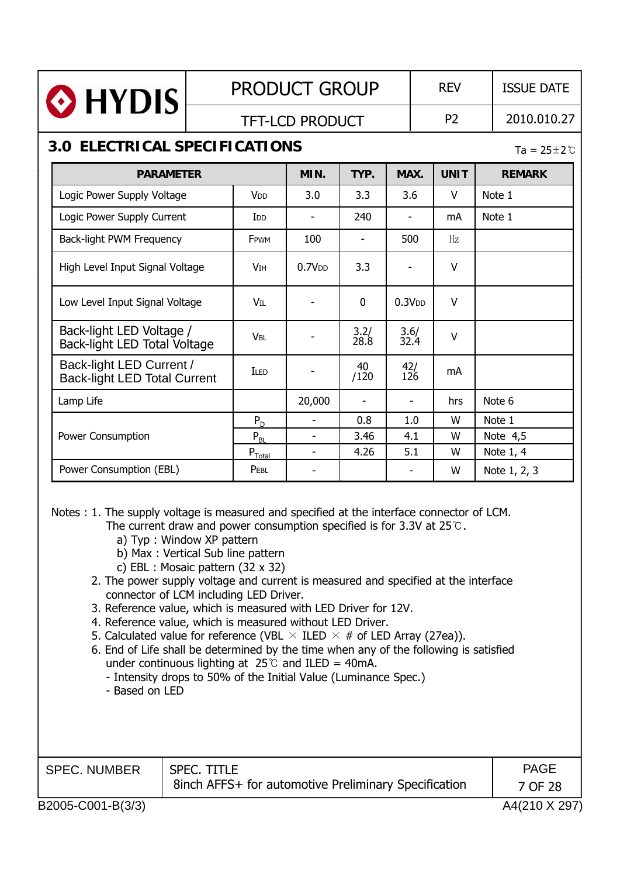## 3.0 ELECTRICAL SPECIFICATIONS

Ta = 25±2℃

| PARAMETER | | MIN. | TYP. | MAX. | UNIT | REMARK |
|---|---|---|---|---|---|---|
| Logic Power Supply Voltage | $V_{DD}$ | 3.0 | 3.3 | 3.6 | V | Note 1 |
| Logic Power Supply Current | $I_{DD}$ | - | 240 | - | mA | Note 1 |
| Back-light PWM Frequency | $F_{PWM}$ | 100 | - | 500 | Hz | |
| High Level Input Signal Voltage | $V_{IH}$ | $0.7V_{DD}$ | 3.3 | - | V | |
| Low Level Input Signal Voltage | $V_{IL}$ | - | 0 | $0.3V_{DD}$ | V | |
| Back-light LED Voltage / Back-light LED Total Voltage | $V_{BL}$ | - | 3.2/ 28.8 | 3.6/ 32.4 | V | |
| Back-light LED Current / Back-light LED Total Current | $I_{LED}$ | - | 40 /120 | 42/ 126 | mA | |
| Lamp Life | | 20,000 | - | - | hrs | Note 6 |
| Power Consumption | $P_D$ | - | 0.8 | 1.0 | W | Note 1 |
| | $P_{BL}$ | - | 3.46 | 4.1 | W | Note 4,5 |
| | $P_{Total}$ | - | 4.26 | 5.1 | W | Note 1, 4 |
| Power Consumption (EBL) | $P_{EBL}$ | - | | - | W | Note 1, 2, 3 |

Notes : 1. The supply voltage is measured and specified at the interface connector of LCM.
The current draw and power consumption specified is for 3.3V at 25℃.
a) Typ : Window XP pattern
b) Max : Vertical Sub line pattern
c) EBL : Mosaic pattern (32 x 32)
2. The power supply voltage and current is measured and specified at the interface connector of LCM including LED Driver.
3. Reference value, which is measured with LED Driver for 12V.
4. Reference value, which is measured without LED Driver.
5. Calculated value for reference (VBL × ILED × # of LED Array (27ea)).
6. End of Life shall be determined by the time when any of the following is satisfied under continuous lighting at 25℃ and ILED = 40mA.
- Intensity drops to 50% of the Initial Value (Luminance Spec.)
- Based on LED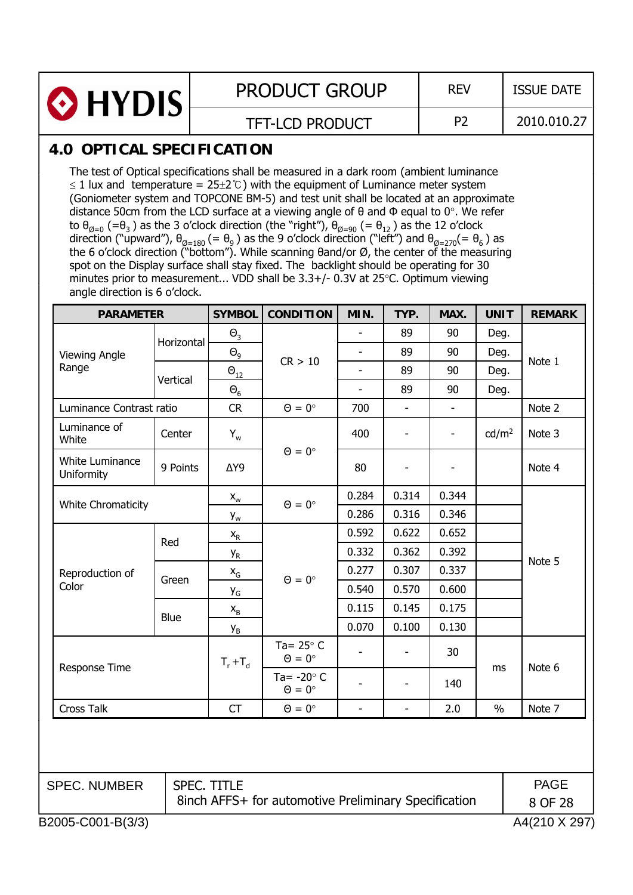## 4.0 OPTICAL SPECIFICATION

The test of Optical specifications shall be measured in a dark room (ambient luminance ≤ 1 lux and temperature = 25±2℃) with the equipment of Luminance meter system (Goniometer system and TOPCONE BM-5) and test unit shall be located at an approximate distance 50cm from the LCD surface at a viewing angle of θ and Φ equal to 0°. We refer to $\theta_{\varnothing=0}$ (=$\theta_3$) as the 3 o'clock direction (the "right"), $\theta_{\varnothing=90}$ (= $\theta_{12}$) as the 12 o'clock direction ("upward"), $\theta_{\varnothing=180}$ (= $\theta_9$) as the 9 o'clock direction ("left") and $\theta_{\varnothing=270}$(= $\theta_6$) as the 6 o'clock direction ("bottom"). While scanning θand/or Ø, the center of the measuring spot on the Display surface shall stay fixed. The backlight should be operating for 30 minutes prior to measurement... VDD shall be 3.3+/- 0.3V at 25°C. Optimum viewing angle direction is 6 o'clock.

| PARAMETER | | SYMBOL | CONDITION | MIN. | TYP. | MAX. | UNIT | REMARK |
|---|---|---|---|---|---|---|---|---|
| Viewing Angle Range | Horizontal | $\Theta_3$ | CR > 10 | - | 89 | 90 | Deg. | Note 1 |
| | | $\Theta_9$ | | - | 89 | 90 | Deg. | |
| | Vertical | $\Theta_{12}$ | | - | 89 | 90 | Deg. | |
| | | $\Theta_6$ | | - | 89 | 90 | Deg. | |
| Luminance Contrast ratio | | CR | Θ = 0° | 700 | - | - | | Note 2 |
| Luminance of White | Center | $Y_w$ | Θ = 0° | 400 | - | - | cd/m² | Note 3 |
| White Luminance Uniformity | 9 Points | ΔY9 | | 80 | - | - | | Note 4 |
| White Chromaticity | | $x_w$ | Θ = 0° | 0.284 | 0.314 | 0.344 | | Note 5 |
| | | $y_w$ | | 0.286 | 0.316 | 0.346 | | |
| Reproduction of Color | Red | $x_R$ | Θ = 0° | 0.592 | 0.622 | 0.652 | | |
| | | $y_R$ | | 0.332 | 0.362 | 0.392 | | |
| | Green | $x_G$ | | 0.277 | 0.307 | 0.337 | | |
| | | $y_G$ | | 0.540 | 0.570 | 0.600 | | |
| | Blue | $x_B$ | | 0.115 | 0.145 | 0.175 | | |
| | | $y_B$ | | 0.070 | 0.100 | 0.130 | | |
| Response Time | | $T_r + T_d$ | Ta= 25° C Θ = 0° | - | - | 30 | ms | Note 6 |
| | | | Ta= -20° C Θ = 0° | - | - | 140 | | |
| Cross Talk | | CT | Θ = 0° | - | - | 2.0 | % | Note 7 |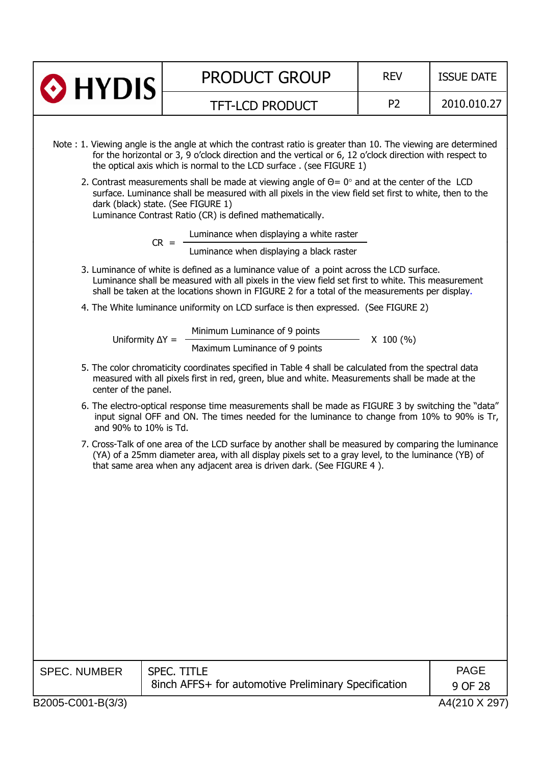Note : 1. Viewing angle is the angle at which the contrast ratio is greater than 10. The viewing are determined for the horizontal or 3, 9 o'clock direction and the vertical or 6, 12 o'clock direction with respect to the optical axis which is normal to the LCD surface . (see FIGURE 1)

2. Contrast measurements shall be made at viewing angle of Θ= 0° and at the center of the LCD surface. Luminance shall be measured with all pixels in the view field set first to white, then to the dark (black) state. (See FIGURE 1)
   Luminance Contrast Ratio (CR) is defined mathematically.

$$CR = \frac{\text{Luminance when displaying a white raster}}{\text{Luminance when displaying a black raster}}$$

3. Luminance of white is defined as a luminance value of a point across the LCD surface. Luminance shall be measured with all pixels in the view field set first to white. This measurement shall be taken at the locations shown in FIGURE 2 for a total of the measurements per display.

4. The White luminance uniformity on LCD surface is then expressed. (See FIGURE 2)

$$\text{Uniformity } \Delta Y = \frac{\text{Minimum Luminance of 9 points}}{\text{Maximum Luminance of 9 points}} \times 100\ (\%)$$

5. The color chromaticity coordinates specified in Table 4 shall be calculated from the spectral data measured with all pixels first in red, green, blue and white. Measurements shall be made at the center of the panel.

6. The electro-optical response time measurements shall be made as FIGURE 3 by switching the "data" input signal OFF and ON. The times needed for the luminance to change from 10% to 90% is Tr, and 90% to 10% is Td.

7. Cross-Talk of one area of the LCD surface by another shall be measured by comparing the luminance (YA) of a 25mm diameter area, with all display pixels set to a gray level, to the luminance (YB) of that same area when any adjacent area is driven dark. (See FIGURE 4 ).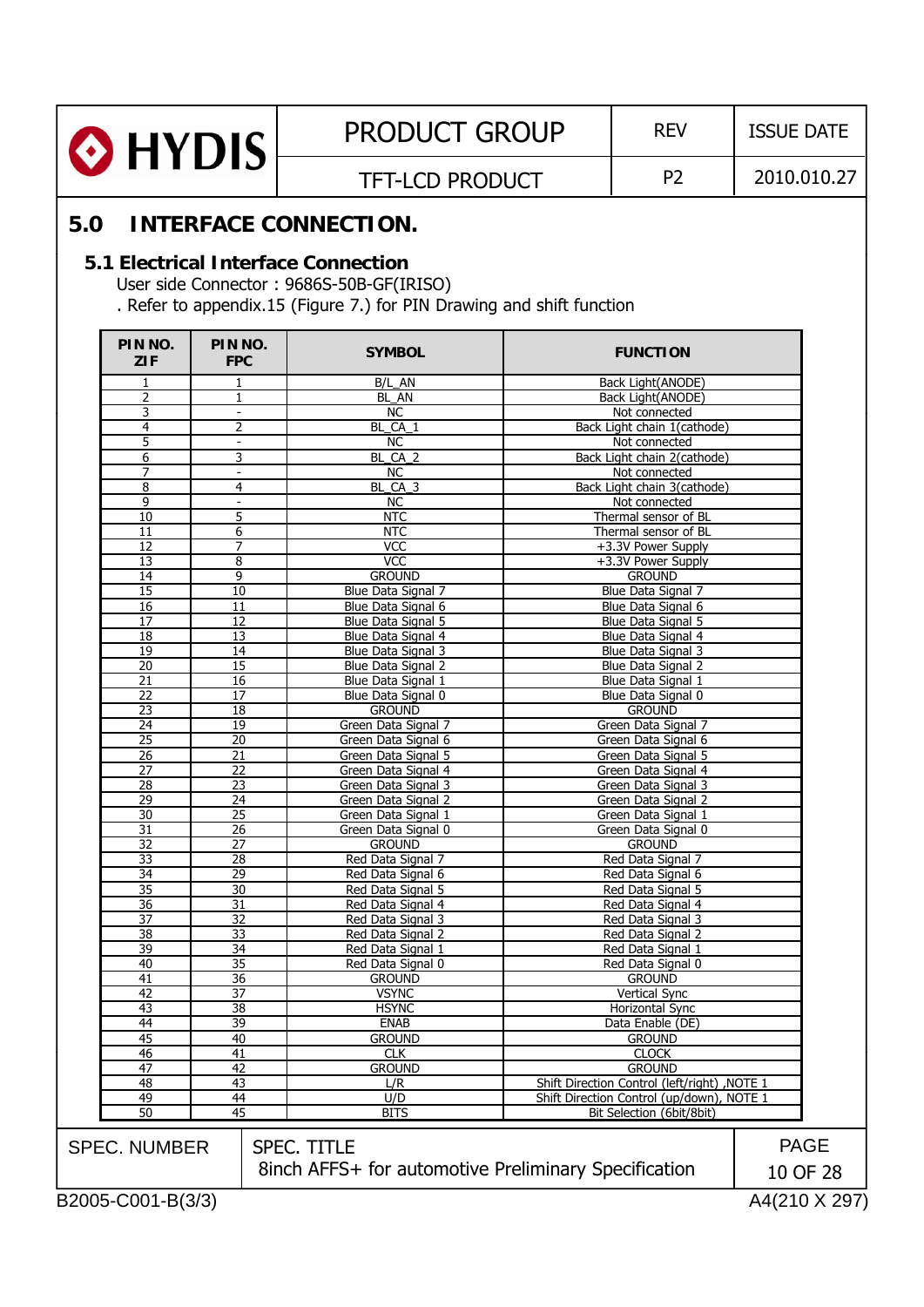# 5.0 INTERFACE CONNECTION.

## 5.1 Electrical Interface Connection

User side Connector : 9686S-50B-GF(IRISO)

. Refer to appendix.15 (Figure 7.) for PIN Drawing and shift function

| PIN NO. ZIF | PIN NO. FPC | SYMBOL | FUNCTION |
|---|---|---|---|
| 1 | 1 | B/L_AN | Back Light(ANODE) |
| 2 | 1 | BL_AN | Back Light(ANODE) |
| 3 | - | NC | Not connected |
| 4 | 2 | BL_CA_1 | Back Light chain 1(cathode) |
| 5 | - | NC | Not connected |
| 6 | 3 | BL_CA_2 | Back Light chain 2(cathode) |
| 7 | - | NC | Not connected |
| 8 | 4 | BL_CA_3 | Back Light chain 3(cathode) |
| 9 | - | NC | Not connected |
| 10 | 5 | NTC | Thermal sensor of BL |
| 11 | 6 | NTC | Thermal sensor of BL |
| 12 | 7 | VCC | +3.3V Power Supply |
| 13 | 8 | VCC | +3.3V Power Supply |
| 14 | 9 | GROUND | GROUND |
| 15 | 10 | Blue Data Signal 7 | Blue Data Signal 7 |
| 16 | 11 | Blue Data Signal 6 | Blue Data Signal 6 |
| 17 | 12 | Blue Data Signal 5 | Blue Data Signal 5 |
| 18 | 13 | Blue Data Signal 4 | Blue Data Signal 4 |
| 19 | 14 | Blue Data Signal 3 | Blue Data Signal 3 |
| 20 | 15 | Blue Data Signal 2 | Blue Data Signal 2 |
| 21 | 16 | Blue Data Signal 1 | Blue Data Signal 1 |
| 22 | 17 | Blue Data Signal 0 | Blue Data Signal 0 |
| 23 | 18 | GROUND | GROUND |
| 24 | 19 | Green Data Signal 7 | Green Data Signal 7 |
| 25 | 20 | Green Data Signal 6 | Green Data Signal 6 |
| 26 | 21 | Green Data Signal 5 | Green Data Signal 5 |
| 27 | 22 | Green Data Signal 4 | Green Data Signal 4 |
| 28 | 23 | Green Data Signal 3 | Green Data Signal 3 |
| 29 | 24 | Green Data Signal 2 | Green Data Signal 2 |
| 30 | 25 | Green Data Signal 1 | Green Data Signal 1 |
| 31 | 26 | Green Data Signal 0 | Green Data Signal 0 |
| 32 | 27 | GROUND | GROUND |
| 33 | 28 | Red Data Signal 7 | Red Data Signal 7 |
| 34 | 29 | Red Data Signal 6 | Red Data Signal 6 |
| 35 | 30 | Red Data Signal 5 | Red Data Signal 5 |
| 36 | 31 | Red Data Signal 4 | Red Data Signal 4 |
| 37 | 32 | Red Data Signal 3 | Red Data Signal 3 |
| 38 | 33 | Red Data Signal 2 | Red Data Signal 2 |
| 39 | 34 | Red Data Signal 1 | Red Data Signal 1 |
| 40 | 35 | Red Data Signal 0 | Red Data Signal 0 |
| 41 | 36 | GROUND | GROUND |
| 42 | 37 | VSYNC | Vertical Sync |
| 43 | 38 | HSYNC | Horizontal Sync |
| 44 | 39 | ENAB | Data Enable (DE) |
| 45 | 40 | GROUND | GROUND |
| 46 | 41 | CLK | CLOCK |
| 47 | 42 | GROUND | GROUND |
| 48 | 43 | L/R | Shift Direction Control (left/right) ,NOTE 1 |
| 49 | 44 | U/D | Shift Direction Control (up/down), NOTE 1 |
| 50 | 45 | BITS | Bit Selection (6bit/8bit) |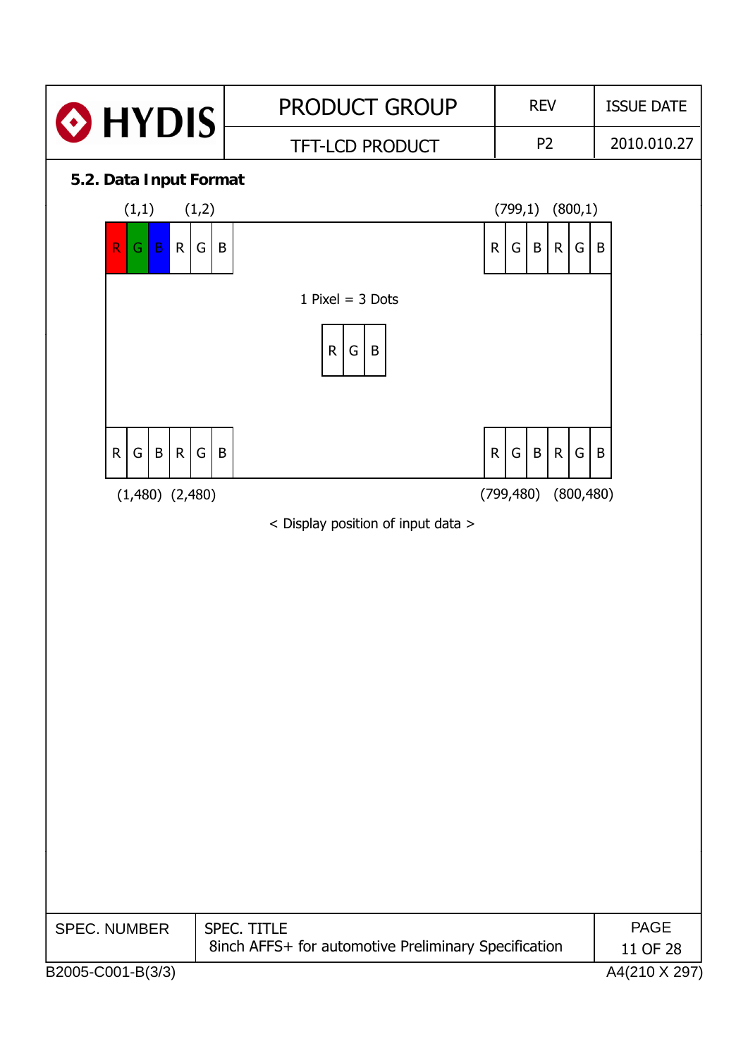## 5.2. Data Input Format

(1,1) (1,2) (799,1) (800,1)

R G B R G B R G B R G B

1 Pixel = 3 Dots

R G B

R G B R G B R G B R G B

(1,480) (2,480) (799,480) (800,480)

< Display position of input data >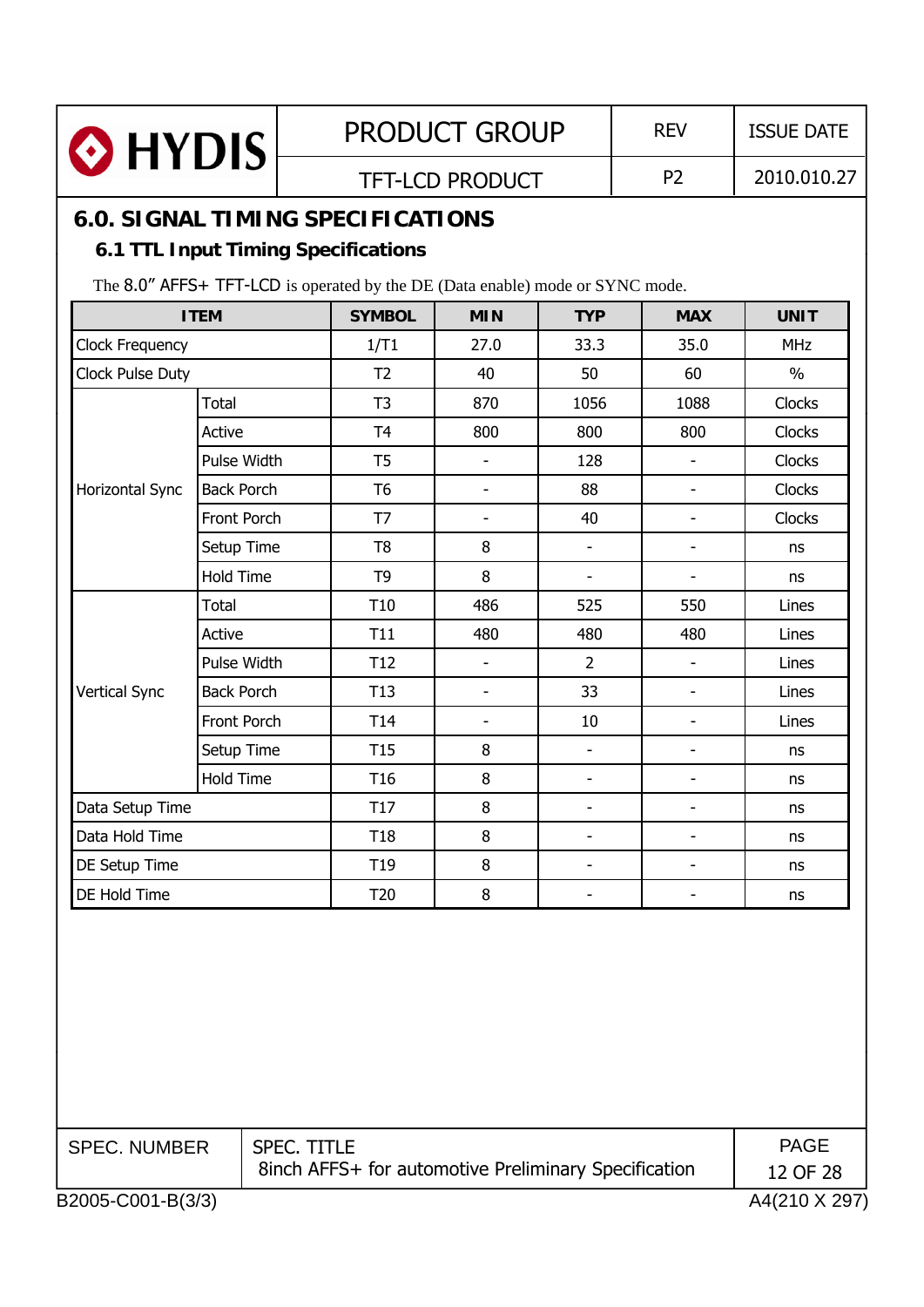## 6.0. SIGNAL TIMING SPECIFICATIONS

### 6.1 TTL Input Timing Specifications

The 8.0" AFFS+ TFT-LCD is operated by the DE (Data enable) mode or SYNC mode.

| ITEM | | SYMBOL | MIN | TYP | MAX | UNIT |
|---|---|---|---|---|---|---|
| Clock Frequency | | 1/T1 | 27.0 | 33.3 | 35.0 | MHz |
| Clock Pulse Duty | | T2 | 40 | 50 | 60 | % |
| Horizontal Sync | Total | T3 | 870 | 1056 | 1088 | Clocks |
| | Active | T4 | 800 | 800 | 800 | Clocks |
| | Pulse Width | T5 | - | 128 | - | Clocks |
| | Back Porch | T6 | - | 88 | - | Clocks |
| | Front Porch | T7 | - | 40 | - | Clocks |
| | Setup Time | T8 | 8 | - | - | ns |
| | Hold Time | T9 | 8 | - | - | ns |
| Vertical Sync | Total | T10 | 486 | 525 | 550 | Lines |
| | Active | T11 | 480 | 480 | 480 | Lines |
| | Pulse Width | T12 | - | 2 | - | Lines |
| | Back Porch | T13 | - | 33 | - | Lines |
| | Front Porch | T14 | - | 10 | - | Lines |
| | Setup Time | T15 | 8 | - | - | ns |
| | Hold Time | T16 | 8 | - | - | ns |
| Data Setup Time | | T17 | 8 | - | - | ns |
| Data Hold Time | | T18 | 8 | - | - | ns |
| DE Setup Time | | T19 | 8 | - | - | ns |
| DE Hold Time | | T20 | 8 | - | - | ns |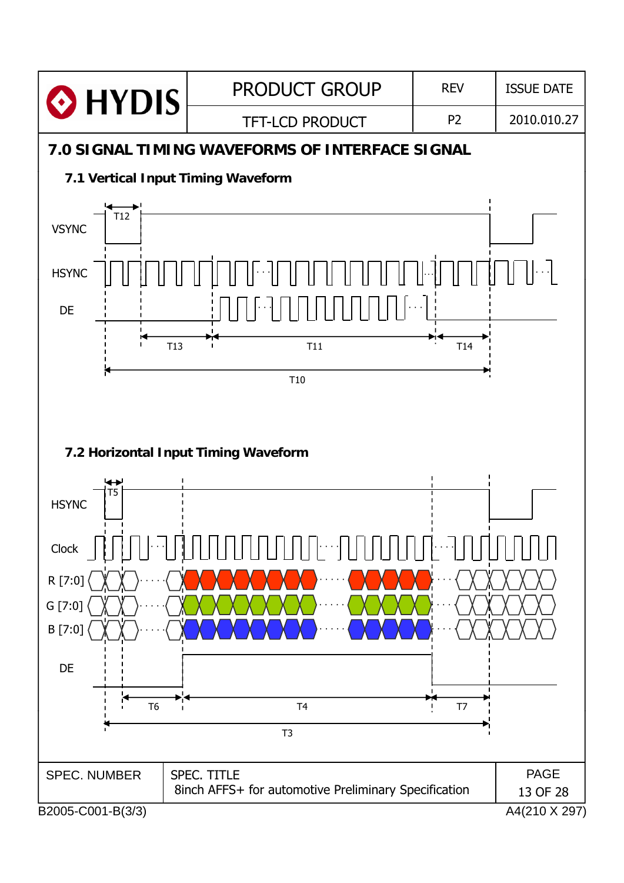# 7.0 SIGNAL TIMING WAVEFORMS OF INTERFACE SIGNAL

## 7.1 Vertical Input Timing Waveform

VSYNC

HSYNC

DE

T12

T13

T11

T14

T10

## 7.2 Horizontal Input Timing Waveform

HSYNC

Clock

R [7:0]

G [7:0]

B [7:0]

DE

T5

T6

T4

T7

T3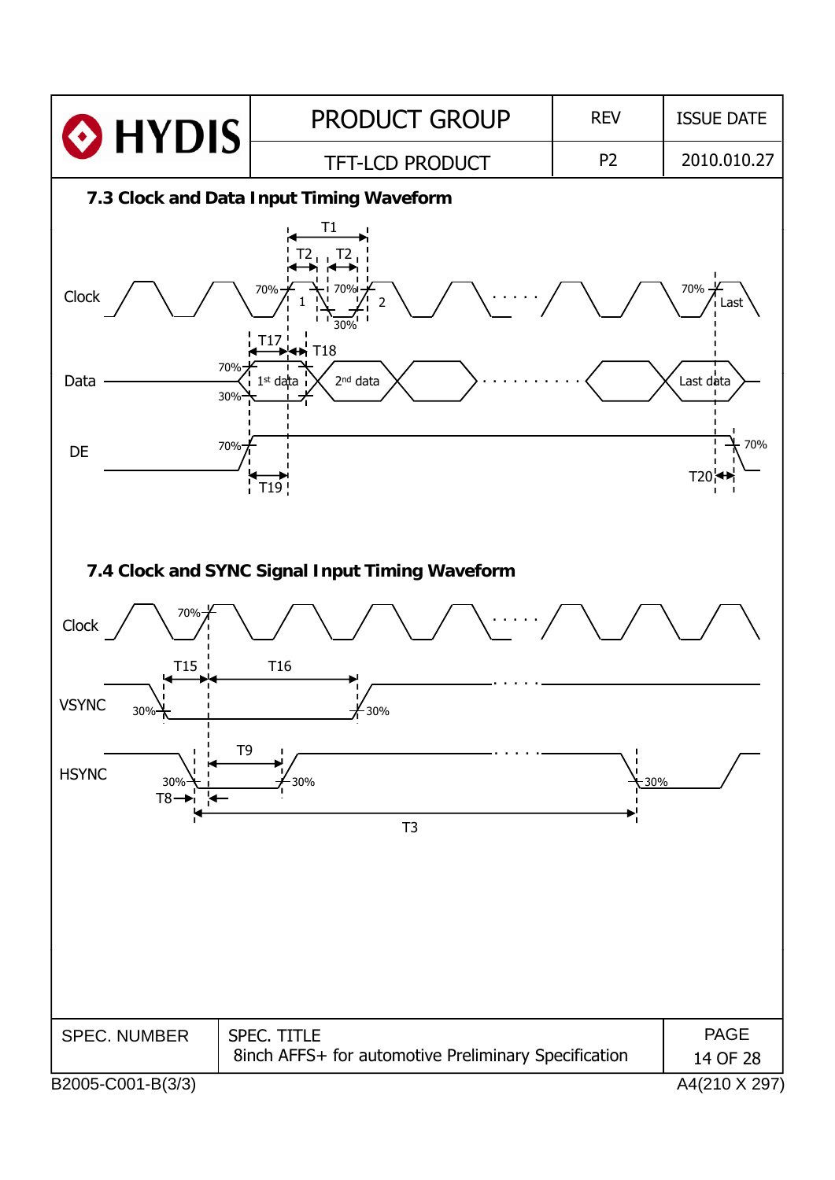### 7.3 Clock and Data Input Timing Waveform

T1
T2
T2
Clock
70%
1
70%
30%
2
70%
Last
T17
T18
Data
70%
1st data
2nd data
Last data
30%
DE
70%
70%
T19
T20

### 7.4 Clock and SYNC Signal Input Timing Waveform

Clock
70%
T15
T16
VSYNC
30%
30%
T9
HSYNC
30%
30%
30%
T8
T3

| SPEC. NUMBER | SPEC. TITLE | PAGE |
|---|---|---|
| | 8inch AFFS+ for automotive Preliminary Specification | 14 OF 28 |

B2005-C001-B(3/3)
A4(210 X 297)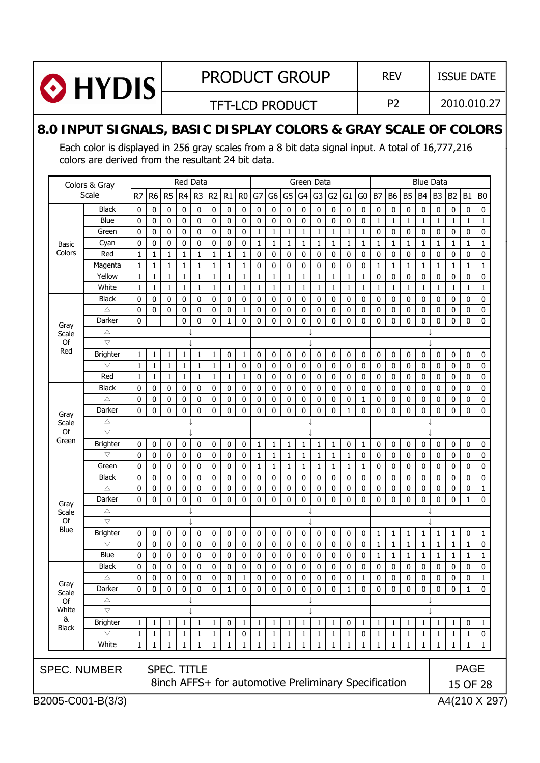# 8.0 INPUT SIGNALS, BASIC DISPLAY COLORS & GRAY SCALE OF COLORS

Each color is displayed in 256 gray scales from a 8 bit data signal input. A total of 16,777,216 colors are derived from the resultant 24 bit data.

| Colors & Gray Scale | | Red Data | | | | | | | | Green Data | | | | | | | | Blue Data | | | | | | | |
|---|---|---|---|---|---|---|---|---|---|---|---|---|---|---|---|---|---|---|---|---|---|---|---|---|---|
| | | R7 | R6 | R5 | R4 | R3 | R2 | R1 | R0 | G7 | G6 | G5 | G4 | G3 | G2 | G1 | G0 | B7 | B6 | B5 | B4 | B3 | B2 | B1 | B0 |
| Basic Colors | Black | 0 | 0 | 0 | 0 | 0 | 0 | 0 | 0 | 0 | 0 | 0 | 0 | 0 | 0 | 0 | 0 | 0 | 0 | 0 | 0 | 0 | 0 | 0 | 0 |
| | Blue | 0 | 0 | 0 | 0 | 0 | 0 | 0 | 0 | 0 | 0 | 0 | 0 | 0 | 0 | 0 | 0 | 1 | 1 | 1 | 1 | 1 | 1 | 1 | 1 |
| | Green | 0 | 0 | 0 | 0 | 0 | 0 | 0 | 0 | 1 | 1 | 1 | 1 | 1 | 1 | 1 | 1 | 0 | 0 | 0 | 0 | 0 | 0 | 0 | 0 |
| | Cyan | 0 | 0 | 0 | 0 | 0 | 0 | 0 | 0 | 1 | 1 | 1 | 1 | 1 | 1 | 1 | 1 | 1 | 1 | 1 | 1 | 1 | 1 | 1 | 1 |
| | Red | 1 | 1 | 1 | 1 | 1 | 1 | 1 | 1 | 0 | 0 | 0 | 0 | 0 | 0 | 0 | 0 | 0 | 0 | 0 | 0 | 0 | 0 | 0 | 0 |
| | Magenta | 1 | 1 | 1 | 1 | 1 | 1 | 1 | 1 | 0 | 0 | 0 | 0 | 0 | 0 | 0 | 0 | 1 | 1 | 1 | 1 | 1 | 1 | 1 | 1 |
| | Yellow | 1 | 1 | 1 | 1 | 1 | 1 | 1 | 1 | 1 | 1 | 1 | 1 | 1 | 1 | 1 | 1 | 0 | 0 | 0 | 0 | 0 | 0 | 0 | 0 |
| | White | 1 | 1 | 1 | 1 | 1 | 1 | 1 | 1 | 1 | 1 | 1 | 1 | 1 | 1 | 1 | 1 | 1 | 1 | 1 | 1 | 1 | 1 | 1 | 1 |
| Gray Scale Of Red | Black | 0 | 0 | 0 | 0 | 0 | 0 | 0 | 0 | 0 | 0 | 0 | 0 | 0 | 0 | 0 | 0 | 0 | 0 | 0 | 0 | 0 | 0 | 0 | 0 |
| | △ | 0 | 0 | 0 | 0 | 0 | 0 | 0 | 1 | 0 | 0 | 0 | 0 | 0 | 0 | 0 | 0 | 0 | 0 | 0 | 0 | 0 | 0 | 0 | 0 |
| | Darker | 0 | | | 0 | 0 | 0 | 1 | 0 | 0 | 0 | 0 | 0 | 0 | 0 | 0 | 0 | 0 | 0 | 0 | 0 | 0 | 0 | 0 | 0 |
| | △ | | | | ↓ | | | | | | | | ↓ | | | | | | | | ↓ | | | | |
| | ▽ | | | | ↓ | | | | | | | | ↓ | | | | | | | | ↓ | | | | |
| | Brighter | 1 | 1 | 1 | 1 | 1 | 1 | 0 | 1 | 0 | 0 | 0 | 0 | 0 | 0 | 0 | 0 | 0 | 0 | 0 | 0 | 0 | 0 | 0 | 0 |
| | ▽ | 1 | 1 | 1 | 1 | 1 | 1 | 1 | 0 | 0 | 0 | 0 | 0 | 0 | 0 | 0 | 0 | 0 | 0 | 0 | 0 | 0 | 0 | 0 | 0 |
| | Red | 1 | 1 | 1 | 1 | 1 | 1 | 1 | 1 | 0 | 0 | 0 | 0 | 0 | 0 | 0 | 0 | 0 | 0 | 0 | 0 | 0 | 0 | 0 | 0 |
| Gray Scale Of Green | Black | 0 | 0 | 0 | 0 | 0 | 0 | 0 | 0 | 0 | 0 | 0 | 0 | 0 | 0 | 0 | 0 | 0 | 0 | 0 | 0 | 0 | 0 | 0 | 0 |
| | △ | 0 | 0 | 0 | 0 | 0 | 0 | 0 | 0 | 0 | 0 | 0 | 0 | 0 | 0 | 0 | 1 | 0 | 0 | 0 | 0 | 0 | 0 | 0 | 0 |
| | Darker | 0 | 0 | 0 | 0 | 0 | 0 | 0 | 0 | 0 | 0 | 0 | 0 | 0 | 0 | 1 | 0 | 0 | 0 | 0 | 0 | 0 | 0 | 0 | 0 |
| | △ | | | | ↓ | | | | | | | | ↓ | | | | | | | | ↓ | | | | |
| | ▽ | | | | ↓ | | | | | | | | ↓ | | | | | | | | ↓ | | | | |
| | Brighter | 0 | 0 | 0 | 0 | 0 | 0 | 0 | 0 | 1 | 1 | 1 | 1 | 1 | 1 | 0 | 1 | 0 | 0 | 0 | 0 | 0 | 0 | 0 | 0 |
| | ▽ | 0 | 0 | 0 | 0 | 0 | 0 | 0 | 0 | 1 | 1 | 1 | 1 | 1 | 1 | 1 | 0 | 0 | 0 | 0 | 0 | 0 | 0 | 0 | 0 |
| | Green | 0 | 0 | 0 | 0 | 0 | 0 | 0 | 0 | 1 | 1 | 1 | 1 | 1 | 1 | 1 | 1 | 0 | 0 | 0 | 0 | 0 | 0 | 0 | 0 |
| Gray Scale Of Blue | Black | 0 | 0 | 0 | 0 | 0 | 0 | 0 | 0 | 0 | 0 | 0 | 0 | 0 | 0 | 0 | 0 | 0 | 0 | 0 | 0 | 0 | 0 | 0 | 0 |
| | △ | 0 | 0 | 0 | 0 | 0 | 0 | 0 | 0 | 0 | 0 | 0 | 0 | 0 | 0 | 0 | 0 | 0 | 0 | 0 | 0 | 0 | 0 | 0 | 1 |
| | Darker | 0 | 0 | 0 | 0 | 0 | 0 | 0 | 0 | 0 | 0 | 0 | 0 | 0 | 0 | 0 | 0 | 0 | 0 | 0 | 0 | 0 | 0 | 1 | 0 |
| | △ | | | | ↓ | | | | | | | | ↓ | | | | | | | | ↓ | | | | |
| | ▽ | | | | ↓ | | | | | | | | ↓ | | | | | | | | ↓ | | | | |
| | Brighter | 0 | 0 | 0 | 0 | 0 | 0 | 0 | 0 | 0 | 0 | 0 | 0 | 0 | 0 | 0 | 0 | 1 | 1 | 1 | 1 | 1 | 1 | 0 | 1 |
| | ▽ | 0 | 0 | 0 | 0 | 0 | 0 | 0 | 0 | 0 | 0 | 0 | 0 | 0 | 0 | 0 | 0 | 1 | 1 | 1 | 1 | 1 | 1 | 1 | 0 |
| | Blue | 0 | 0 | 0 | 0 | 0 | 0 | 0 | 0 | 0 | 0 | 0 | 0 | 0 | 0 | 0 | 0 | 1 | 1 | 1 | 1 | 1 | 1 | 1 | 1 |
| Gray Scale Of White & Black | Black | 0 | 0 | 0 | 0 | 0 | 0 | 0 | 0 | 0 | 0 | 0 | 0 | 0 | 0 | 0 | 0 | 0 | 0 | 0 | 0 | 0 | 0 | 0 | 0 |
| | △ | 0 | 0 | 0 | 0 | 0 | 0 | 0 | 1 | 0 | 0 | 0 | 0 | 0 | 0 | 0 | 1 | 0 | 0 | 0 | 0 | 0 | 0 | 0 | 1 |
| | Darker | 0 | 0 | 0 | 0 | 0 | 0 | 1 | 0 | 0 | 0 | 0 | 0 | 0 | 0 | 1 | 0 | 0 | 0 | 0 | 0 | 0 | 0 | 1 | 0 |
| | △ | | | | ↓ | | | | | | | | ↓ | | | | | | | | ↓ | | | | |
| | ▽ | | | | ↓ | | | | | | | | ↓ | | | | | | | | ↓ | | | | |
| | Brighter | 1 | 1 | 1 | 1 | 1 | 1 | 0 | 1 | 1 | 1 | 1 | 1 | 1 | 1 | 0 | 1 | 1 | 1 | 1 | 1 | 1 | 1 | 0 | 1 |
| | ▽ | 1 | 1 | 1 | 1 | 1 | 1 | 1 | 0 | 1 | 1 | 1 | 1 | 1 | 1 | 1 | 0 | 1 | 1 | 1 | 1 | 1 | 1 | 1 | 0 |
| | White | 1 | 1 | 1 | 1 | 1 | 1 | 1 | 1 | 1 | 1 | 1 | 1 | 1 | 1 | 1 | 1 | 1 | 1 | 1 | 1 | 1 | 1 | 1 | 1 |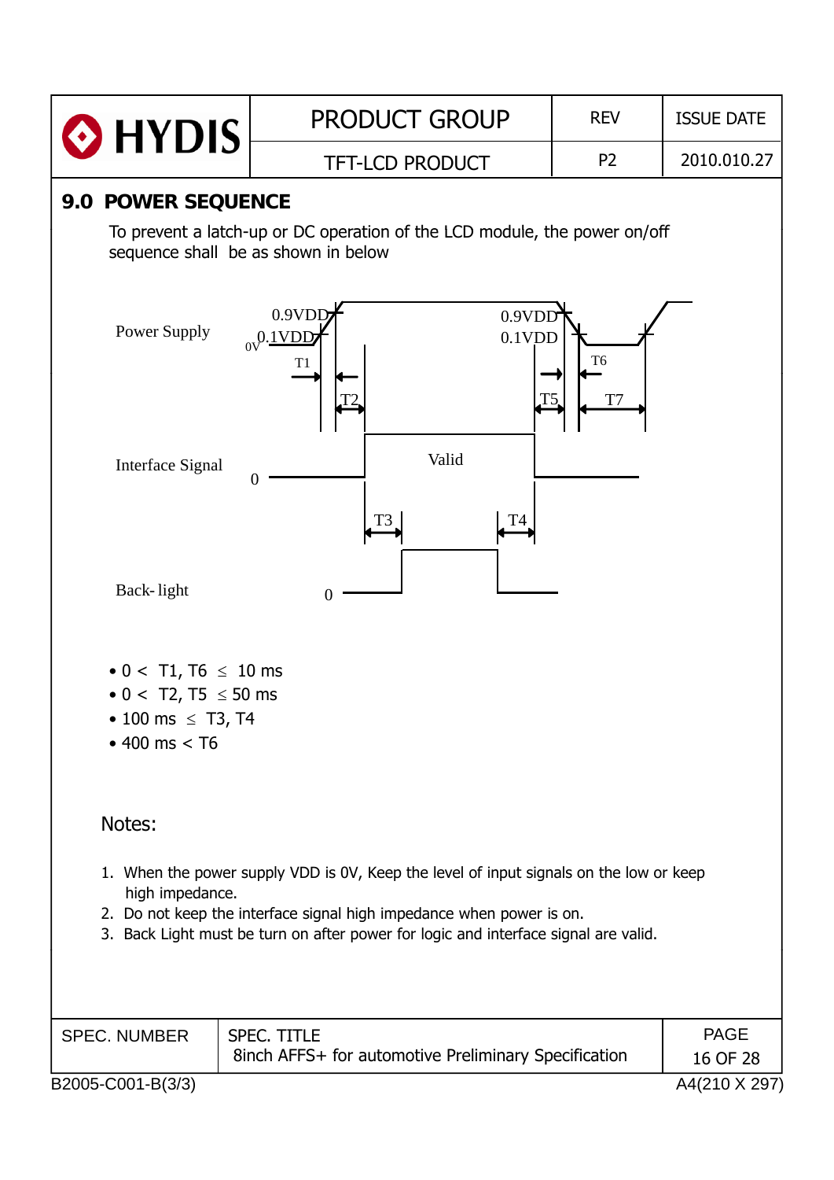## 9.0 POWER SEQUENCE

To prevent a latch-up or DC operation of the LCD module, the power on/off sequence shall be as shown in below

Power Supply

0.9VDD

0.1VDD

0V

T1

T2

0.9VDD

0.1VDD

T5

T6

T7

Interface Signal

0

Valid

T3

T4

Back- light

0

- 0 < T1, T6 ≤ 10 ms
- 0 < T2, T5 ≤ 50 ms
- 100 ms ≤ T3, T4
- 400 ms < T6

Notes:

1. When the power supply VDD is 0V, Keep the level of input signals on the low or keep high impedance.
2. Do not keep the interface signal high impedance when power is on.
3. Back Light must be turn on after power for logic and interface signal are valid.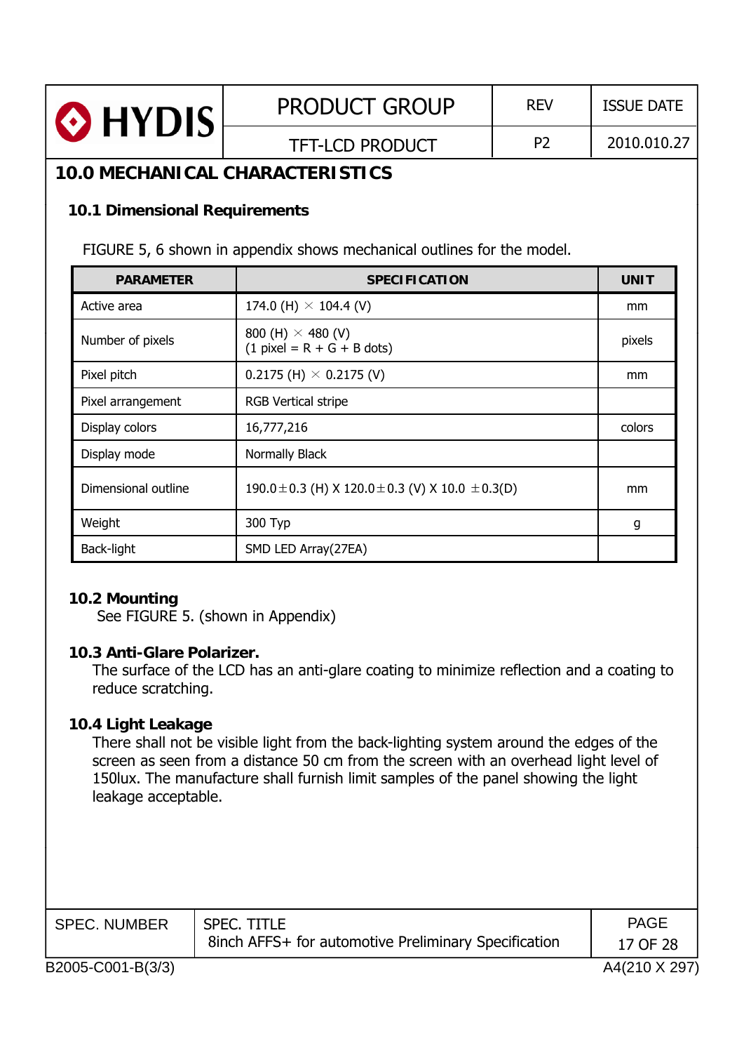## 10.0 MECHANICAL CHARACTERISTICS

### 10.1 Dimensional Requirements

FIGURE 5, 6 shown in appendix shows mechanical outlines for the model.

| PARAMETER | SPECIFICATION | UNIT |
|---|---|---|
| Active area | 174.0 (H) × 104.4 (V) | mm |
| Number of pixels | 800 (H) × 480 (V)<br>(1 pixel = R + G + B dots) | pixels |
| Pixel pitch | 0.2175 (H) × 0.2175 (V) | mm |
| Pixel arrangement | RGB Vertical stripe | |
| Display colors | 16,777,216 | colors |
| Display mode | Normally Black | |
| Dimensional outline | 190.0±0.3 (H) X 120.0±0.3 (V) X 10.0 ±0.3(D) | mm |
| Weight | 300 Typ | g |
| Back-light | SMD LED Array(27EA) | |

### 10.2 Mounting

See FIGURE 5. (shown in Appendix)

### 10.3 Anti-Glare Polarizer.

The surface of the LCD has an anti-glare coating to minimize reflection and a coating to reduce scratching.

### 10.4 Light Leakage

There shall not be visible light from the back-lighting system around the edges of the screen as seen from a distance 50 cm from the screen with an overhead light level of 150lux. The manufacture shall furnish limit samples of the panel showing the light leakage acceptable.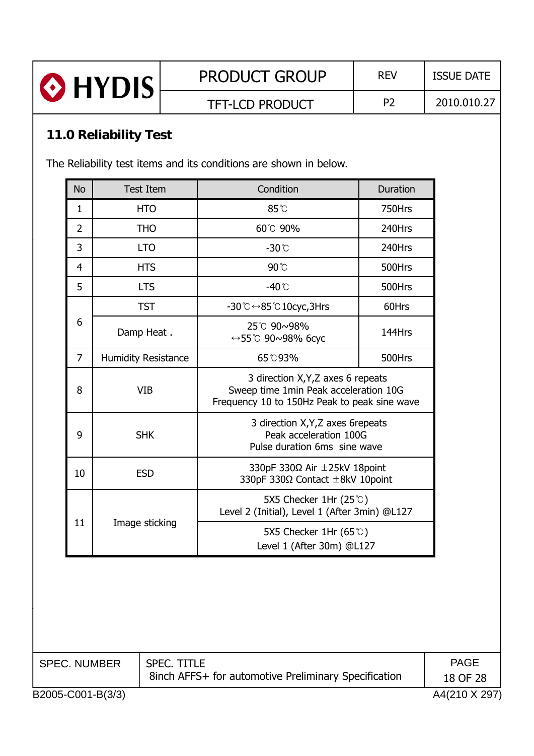## 11.0 Reliability Test

The Reliability test items and its conditions are shown in below.

| No | Test Item | Condition | Duration |
|---|---|---|---|
| 1 | HTO | 85℃ | 750Hrs |
| 2 | THO | 60℃ 90% | 240Hrs |
| 3 | LTO | -30℃ | 240Hrs |
| 4 | HTS | 90℃ | 500Hrs |
| 5 | LTS | -40℃ | 500Hrs |
| 6 | TST | -30℃↔85℃10cyc,3Hrs | 60Hrs |
| | Damp Heat . | 25℃ 90~98% ↔55℃ 90~98% 6cyc | 144Hrs |
| 7 | Humidity Resistance | 65℃93% | 500Hrs |
| 8 | VIB | 3 direction X,Y,Z axes 6 repeats Sweep time 1min Peak acceleration 10G Frequency 10 to 150Hz Peak to peak sine wave | |
| 9 | SHK | 3 direction X,Y,Z axes 6repeats Peak acceleration 100G Pulse duration 6ms sine wave | |
| 10 | ESD | 330pF 330Ω Air ±25kV 18point 330pF 330Ω Contact ±8kV 10point | |
| 11 | Image sticking | 5X5 Checker 1Hr (25℃) Level 2 (Initial), Level 1 (After 3min) @L127 | |
| | | 5X5 Checker 1Hr (65℃) Level 1 (After 30m) @L127 | |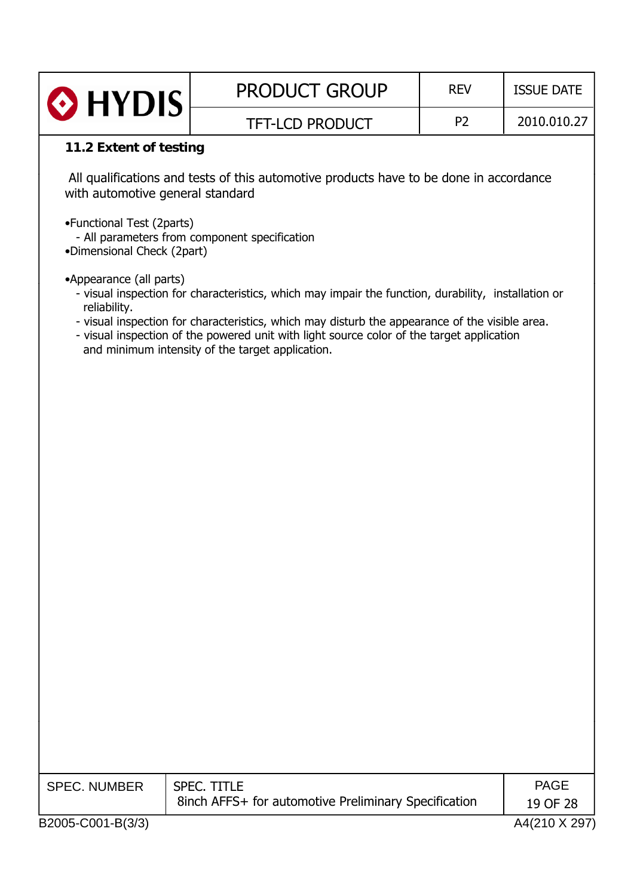### 11.2 Extent of testing

All qualifications and tests of this automotive products have to be done in accordance with automotive general standard

- Functional Test (2parts)
  - All parameters from component specification
- Dimensional Check (2part)

- Appearance (all parts)
  - visual inspection for characteristics, which may impair the function, durability, installation or reliability.
  - visual inspection for characteristics, which may disturb the appearance of the visible area.
  - visual inspection of the powered unit with light source color of the target application and minimum intensity of the target application.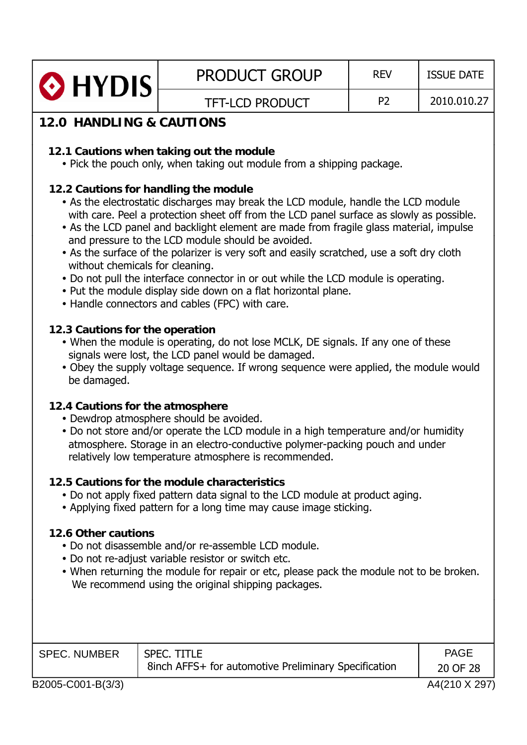## 12.0 HANDLING & CAUTIONS

### 12.1 Cautions when taking out the module

- Pick the pouch only, when taking out module from a shipping package.

### 12.2 Cautions for handling the module

- As the electrostatic discharges may break the LCD module, handle the LCD module with care. Peel a protection sheet off from the LCD panel surface as slowly as possible.
- As the LCD panel and backlight element are made from fragile glass material, impulse and pressure to the LCD module should be avoided.
- As the surface of the polarizer is very soft and easily scratched, use a soft dry cloth without chemicals for cleaning.
- Do not pull the interface connector in or out while the LCD module is operating.
- Put the module display side down on a flat horizontal plane.
- Handle connectors and cables (FPC) with care.

### 12.3 Cautions for the operation

- When the module is operating, do not lose MCLK, DE signals. If any one of these signals were lost, the LCD panel would be damaged.
- Obey the supply voltage sequence. If wrong sequence were applied, the module would be damaged.

### 12.4 Cautions for the atmosphere

- Dewdrop atmosphere should be avoided.
- Do not store and/or operate the LCD module in a high temperature and/or humidity atmosphere. Storage in an electro-conductive polymer-packing pouch and under relatively low temperature atmosphere is recommended.

### 12.5 Cautions for the module characteristics

- Do not apply fixed pattern data signal to the LCD module at product aging.
- Applying fixed pattern for a long time may cause image sticking.

### 12.6 Other cautions

- Do not disassemble and/or re-assemble LCD module.
- Do not re-adjust variable resistor or switch etc.
- When returning the module for repair or etc, please pack the module not to be broken. We recommend using the original shipping packages.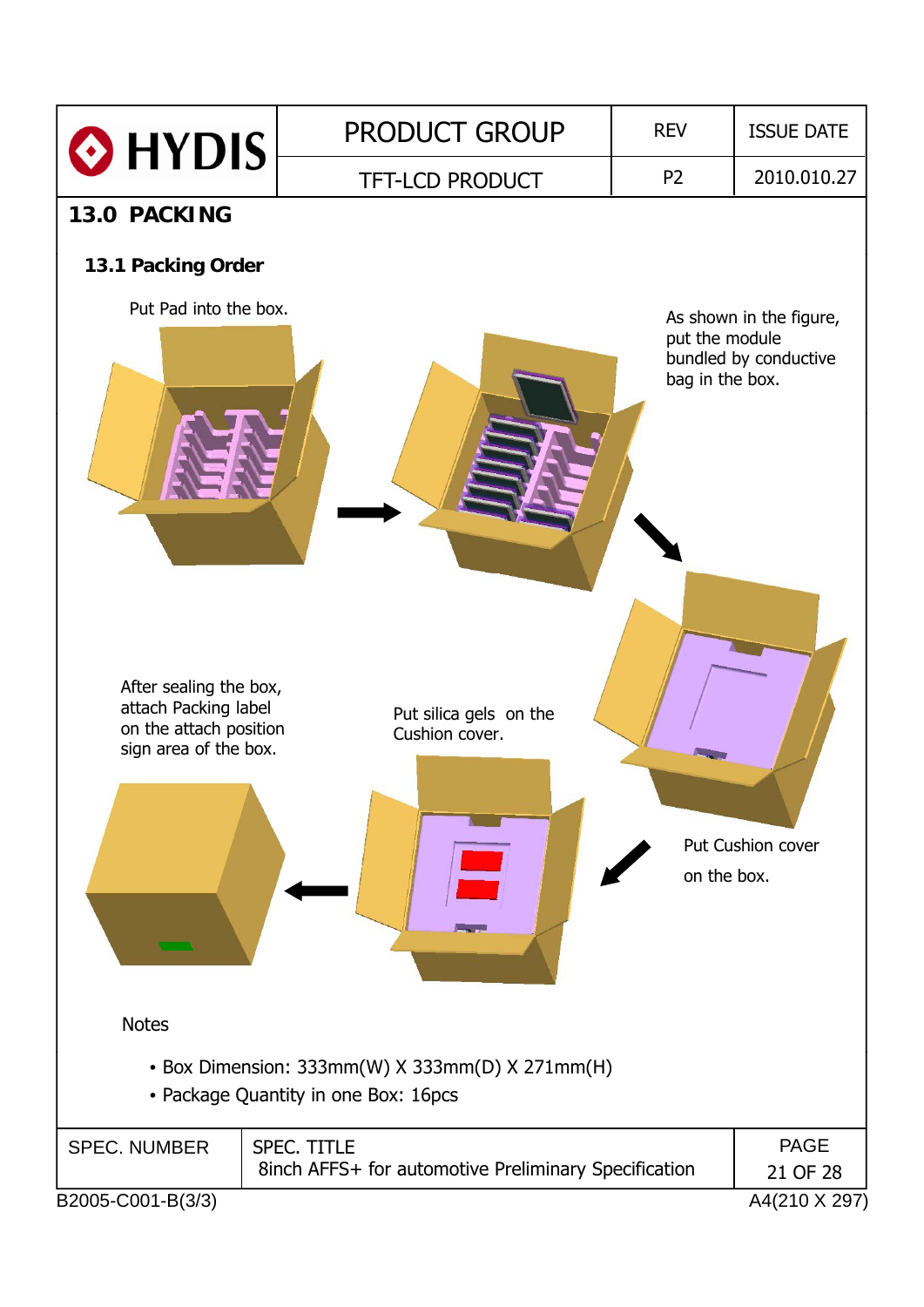## 13.0 PACKING

### 13.1 Packing Order

Put Pad into the box.

As shown in the figure, put the module bundled by conductive bag in the box.

Put Cushion cover on the box.

Put silica gels on the Cushion cover.

After sealing the box, attach Packing label on the attach position sign area of the box.

Notes

- Box Dimension: 333mm(W) X 333mm(D) X 271mm(H)
- Package Quantity in one Box: 16pcs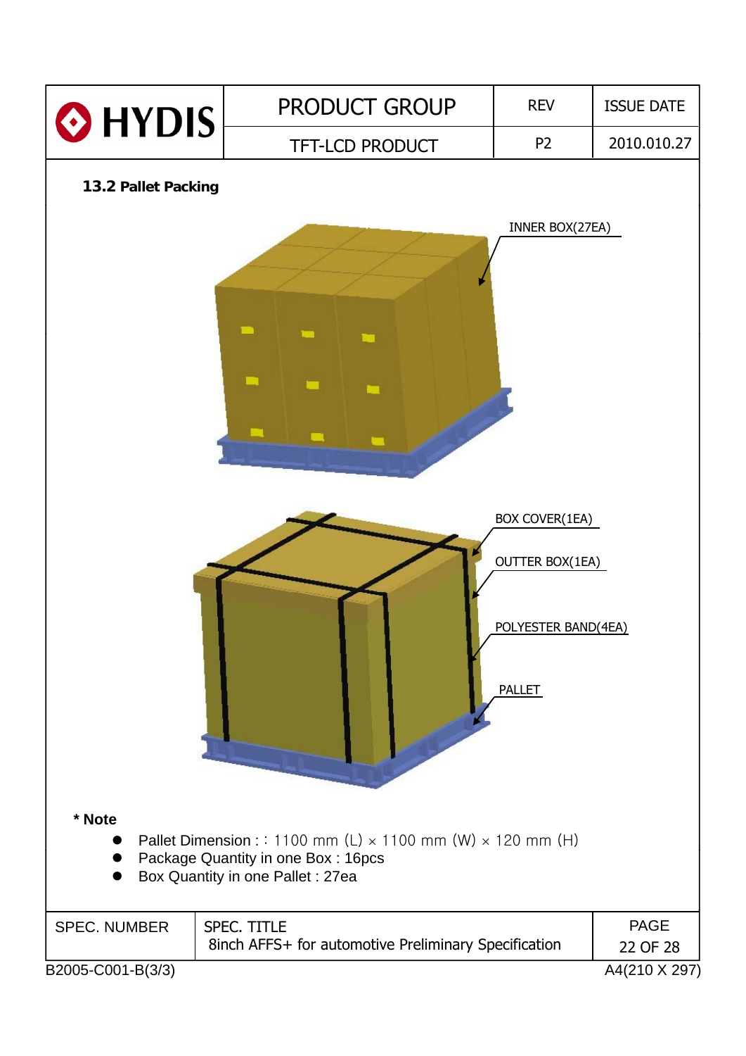### 13.2 Pallet Packing

INNER BOX(27EA)

BOX COVER(1EA)

OUTTER BOX(1EA)

POLYESTER BAND(4EA)

PALLET

**\* Note**

- Pallet Dimension : : 1100 mm (L) × 1100 mm (W) × 120 mm (H)
- Package Quantity in one Box : 16pcs
- Box Quantity in one Pallet : 27ea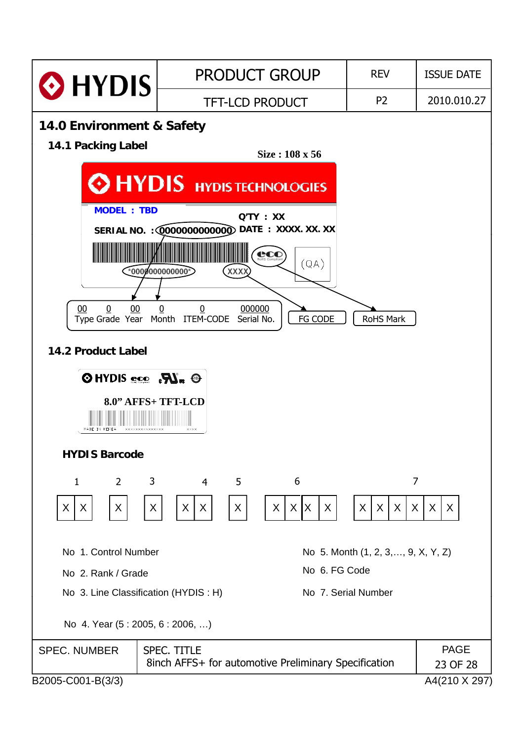## 14.0 Environment & Safety

### 14.1 Packing Label

Size : 108 x 56

HYDIS HYDIS TECHNOLOGIES

MODEL : TBD

Q'TY : XX

SERIAL NO. : 0000000000000

DATE : XXXX. XX. XX

*0000000000000*

XXXX

(QA)

00 Type Grade
0 Grade
00 Year
0 Month
0 ITEM-CODE
000000 Serial No.

FG CODE

RoHS Mark

### 14.2 Product Label

HYDIS

8.0" AFFS+ TFT-LCD

MADE IN KOREA

### HYDIS Barcode

| 1 | | 2 | 3 | 4 | | 5 | 6 | | | | 7 | | | | | |
|---|---|---|---|---|---|---|---|---|---|---|---|---|---|---|---|---|
| X | X | X | X | X | X | X | X | X | X | X | X | X | X | X | X | X |

No 1. Control Number

No 2. Rank / Grade

No 3. Line Classification (HYDIS : H)

No 4. Year (5 : 2005, 6 : 2006, …)

No 5. Month (1, 2, 3,…, 9, X, Y, Z)

No 6. FG Code

No 7. Serial Number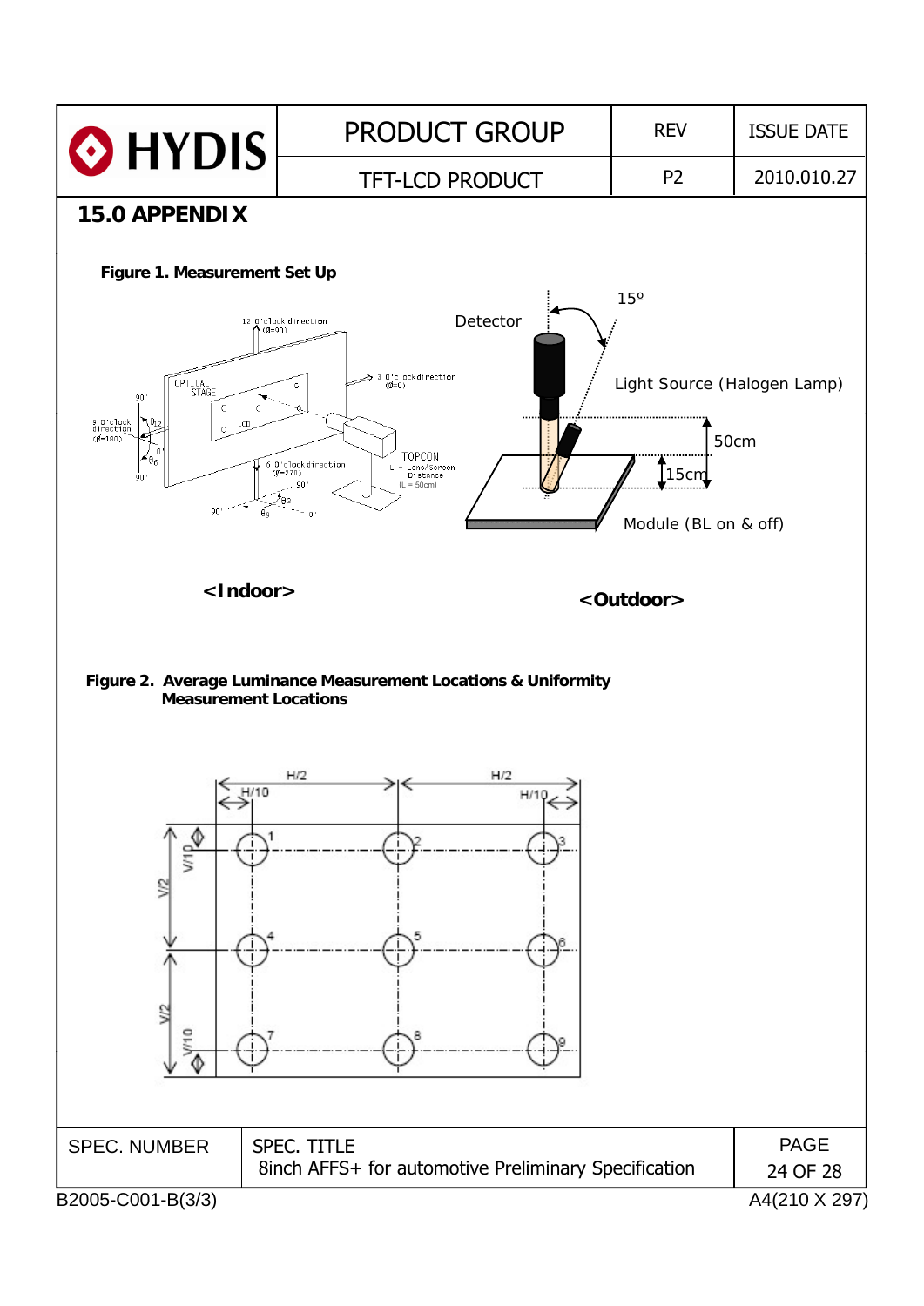## 15.0 APPENDIX

**Figure 1. Measurement Set Up**

12 O'clock direction (ϕ=90)

3 O'clock direction (ϕ=0)

9 O'clock direction (ϕ=180)

6 O'clock direction (ϕ=270)

OPTICAL STAGE

LCD

TOPCON

L = Lens/Screen Distance (L = 50cm)

Detector

15º

Light Source (Halogen Lamp)

50cm

15cm

Module (BL on & off)

**<Indoor>**

**<Outdoor>**

**Figure 2. Average Luminance Measurement Locations & Uniformity Measurement Locations**

H/2

H/2

H/10

H/10

V/2

V/2

V/10

V/10

1 2 3 4 5 6 7 8 9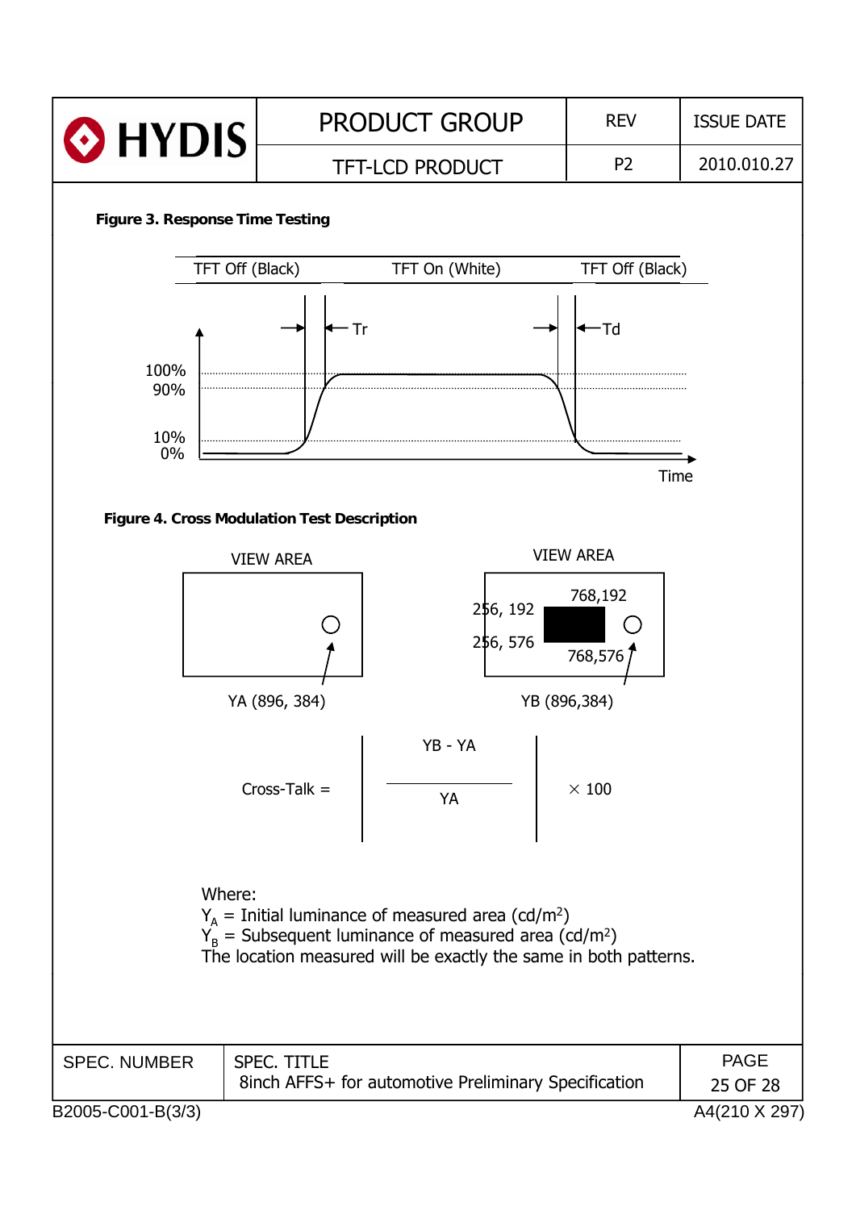**Figure 3. Response Time Testing**

TFT Off (Black) TFT On (White) TFT Off (Black)

Tr

Td

100%
90%
10%
0%

Time

**Figure 4. Cross Modulation Test Description**

VIEW AREA

YA (896, 384)

VIEW AREA

256, 192
768,192
256, 576
768,576

YB (896,384)

$$\text{Cross-Talk} = \left| \frac{YB - YA}{YA} \right| \times 100$$

Where:

$Y_A$ = Initial luminance of measured area (cd/m$^2$)
$Y_B$ = Subsequent luminance of measured area (cd/m$^2$)
The location measured will be exactly the same in both patterns.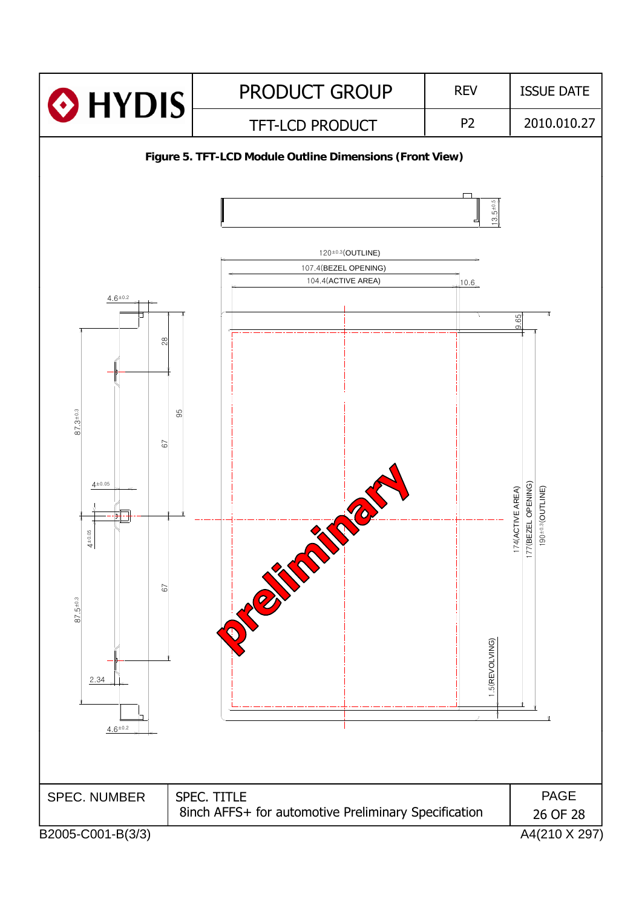**Figure 5. TFT-LCD Module Outline Dimensions (Front View)**

$13.5^{\pm0.5}$

$120^{\pm0.3}$(OUTLINE)

107.4(BEZEL OPENING)

104.4(ACTIVE AREA)

10.6

$4.6^{\pm0.2}$

28

95

$87.3^{\pm0.3}$

67

$4^{\pm0.05}$

$4^{\pm0.05}$

67

$87.5^{\pm0.3}$

2.34

$4.6^{\pm0.2}$

9.65

174(ACTIVE AREA)

177(BEZEL OPENING)

$190^{\pm0.3}$(OUTLINE)

1.5(REVOLVING)

preliminary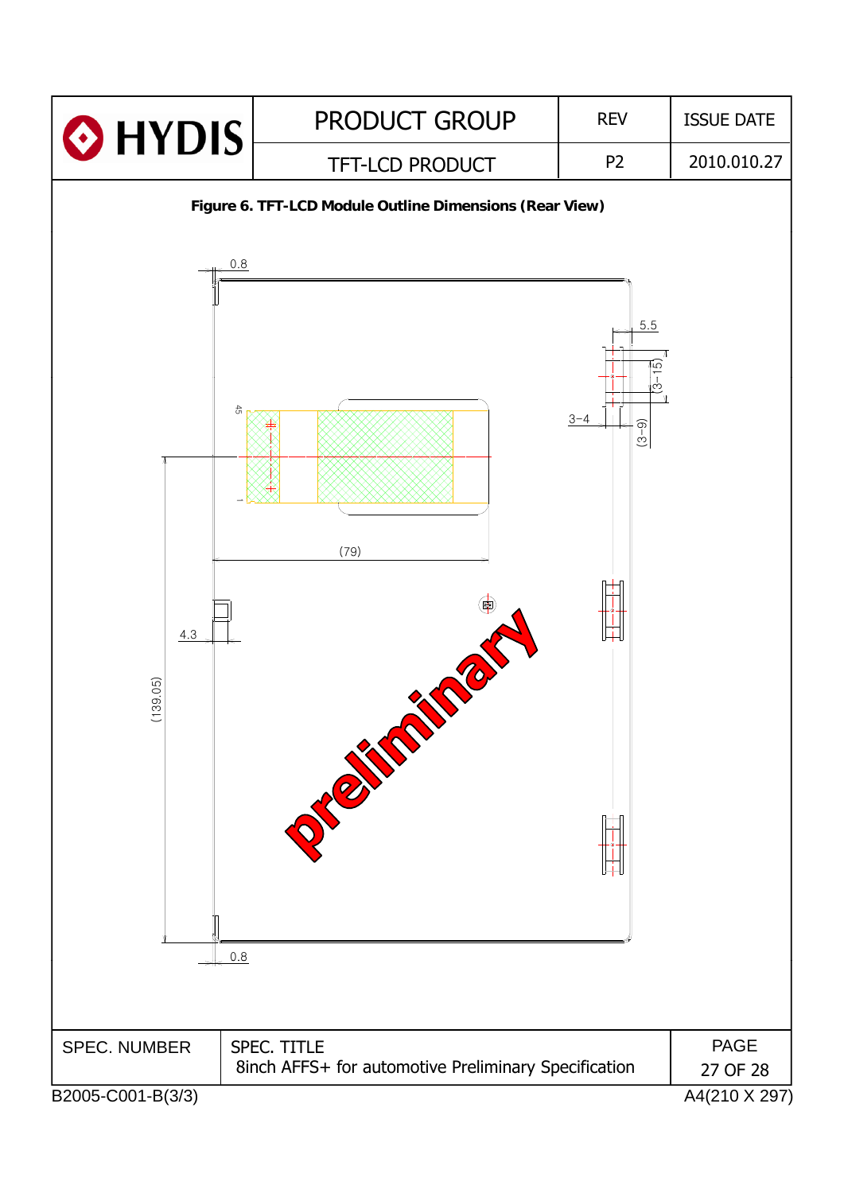**Figure 6. TFT-LCD Module Outline Dimensions (Rear View)**

0.8

5.5

(3~15)

3~4

(3~9)

45

1

(79)

4.3

(139.05)

preliminary

0.8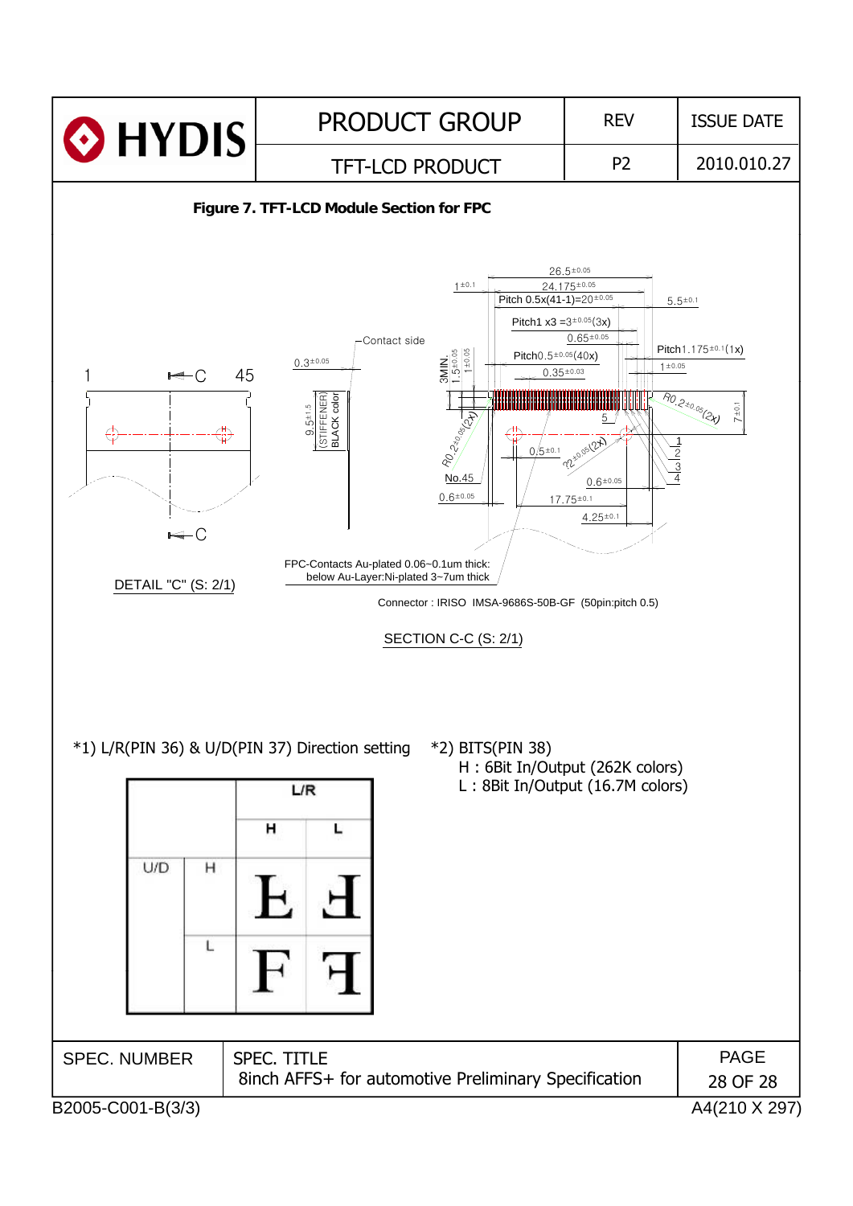**Figure 7. TFT-LCD Module Section for FPC**

26.5±0.05
1±0.1
24.175±0.05
Pitch 0.5x(41-1)=20±0.05
5.5±0.1
Pitch1 x3 =3±0.05(3x)
0.65±0.05
Contact side
Pitch1.175±0.1(1x)
Pitch0.5±0.05(40x)
1±0.05
0.3±0.05
3MIN.
1.5±0.05
1±0.05
0.35±0.03
1
C
45
R0.2±0.05(2X)
9.5±1.5
(STIFFENER)
BLACK color
7±0.1
5
R0.2±0.05(2X)
0.5±0.1
R2±0.05(2X)
1
2
3
4
No.45
0.6±0.05
0.6±0.05
17.75±0.1
4.25±0.1
C

DETAIL "C" (S: 2/1)

FPC-Contacts Au-plated 0.06~0.1um thick:
below Au-Layer:Ni-plated 3~7um thick

Connector : IRISO IMSA-9686S-50B-GF (50pin:pitch 0.5)

SECTION C-C (S: 2/1)

*1) L/R(PIN 36) & U/D(PIN 37) Direction setting

| | | L/R | |
|---|---|---|---|
| | | H | L |
| U/D | H | E | Ǝ |
| | L | F | ꟻ |

*2) BITS(PIN 38)

H : 6Bit In/Output (262K colors)

L : 8Bit In/Output (16.7M colors)